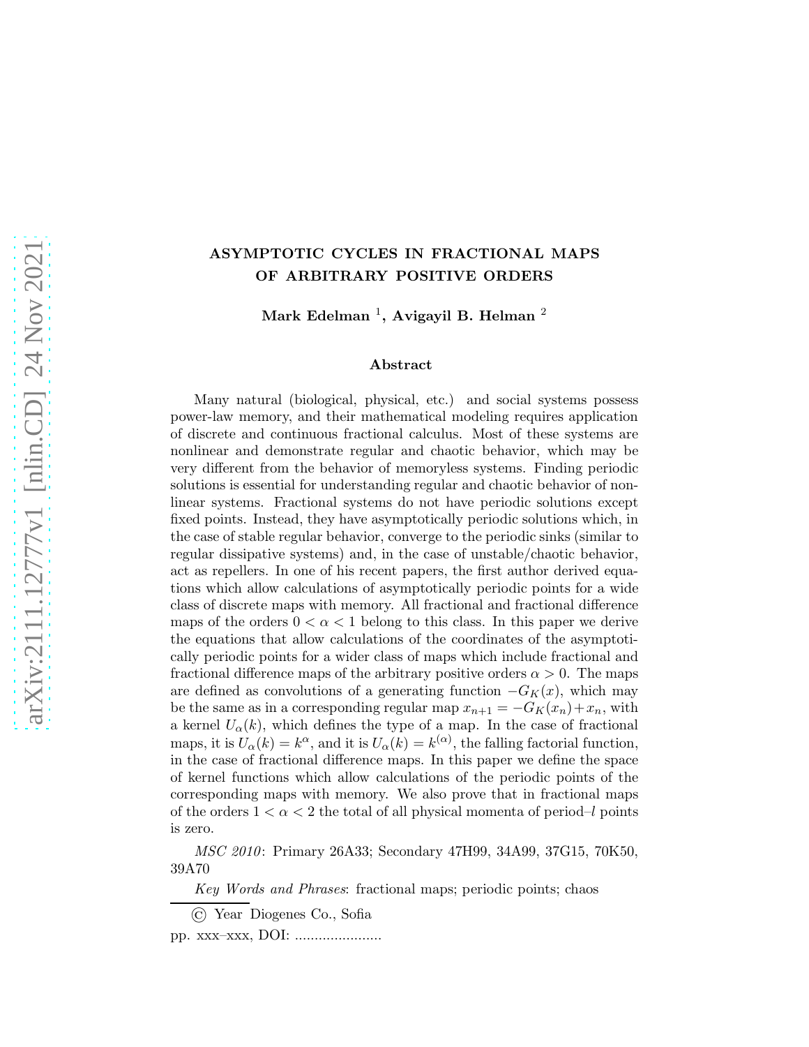# ASYMPTOTIC CYCLES IN FRACTIONAL MAPS OF ARBITRARY POSITIVE ORDERS

**Mark Edelman [1], Avigayil B. Helman [2]**

## Abstract

Many natural (biological, physical, etc.) and social systems possess power-law memory, and their mathematical modeling requires application of discrete and continuous fractional calculus. Most of these systems are nonlinear and demonstrate regular and chaotic behavior, which may be very different from the behavior of memoryless systems. Finding periodic solutions is essential for understanding regular and chaotic behavior of nonlinear systems. Fractional systems do not have periodic solutions except fixed points. Instead, they have asymptotically periodic solutions which, in the case of stable regular behavior, converge to the periodic sinks (similar to regular dissipative systems) and, in the case of unstable/chaotic behavior, act as repellers. In one of his recent papers, the first author derived equations which allow calculations of asymptotically periodic points for a wide class of discrete maps with memory. All fractional and fractional difference maps of the orders $0 < \alpha < 1$ belong to this class. In this paper we derive the equations that allow calculations of the coordinates of the asymptotically periodic points for a wider class of maps which include fractional and fractional difference maps of the arbitrary positive orders $\alpha > 0$. The maps are defined as convolutions of a generating function $-G_K(x)$, which may be the same as in a corresponding regular map $x_{n+1} = -G_K(x_n) + x_n$, with a kernel $U_\alpha(k)$, which defines the type of a map. In the case of fractional maps, it is $U_\alpha(k) = k^\alpha$, and it is $U_\alpha(k) = k^{(\alpha)}$, the falling factorial function, in the case of fractional difference maps. In this paper we define the space of kernel functions which allow calculations of the periodic points of the corresponding maps with memory. We also prove that in fractional maps of the orders $1 < \alpha < 2$ the total of all physical momenta of period–$l$ points is zero.

*MSC 2010*: Primary 26A33; Secondary 47H99, 34A99, 37G15, 70K50, 39A70

*Key Words and Phrases*: fractional maps; periodic points; chaos

© Year Diogenes Co., Sofia

pp. xxx–xxx, DOI: ......................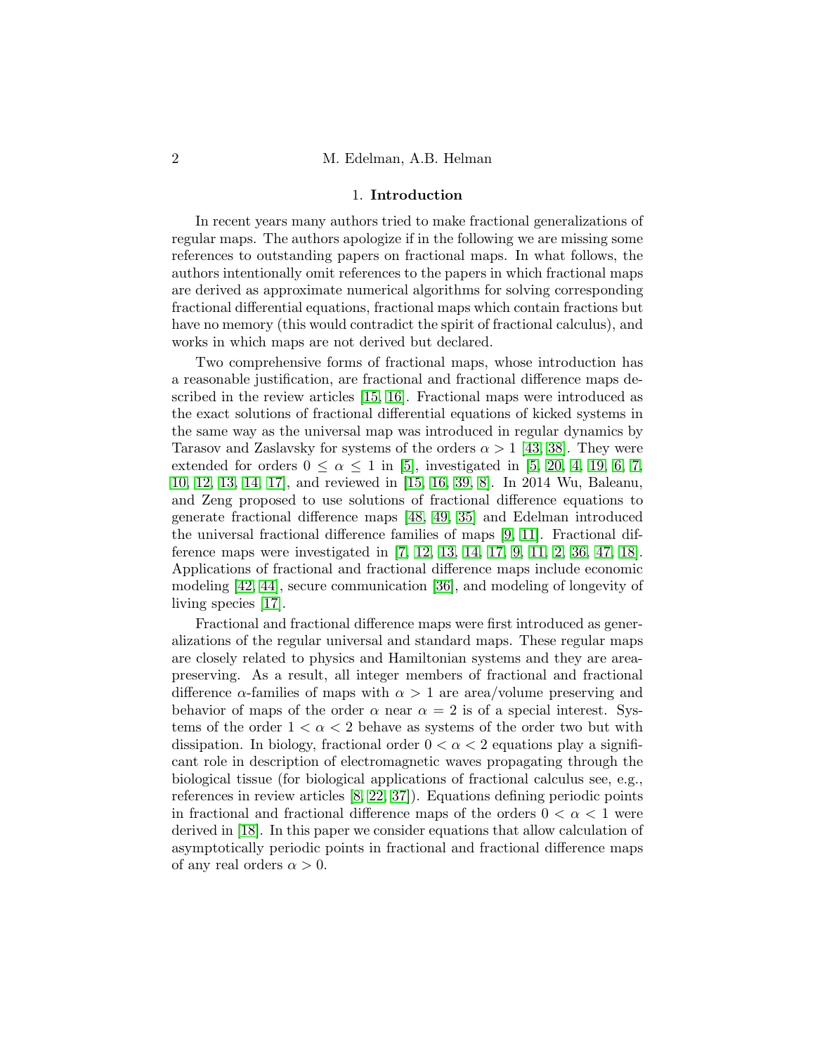## 1. Introduction

In recent years many authors tried to make fractional generalizations of regular maps. The authors apologize if in the following we are missing some references to outstanding papers on fractional maps. In what follows, the authors intentionally omit references to the papers in which fractional maps are derived as approximate numerical algorithms for solving corresponding fractional differential equations, fractional maps which contain fractions but have no memory (this would contradict the spirit of fractional calculus), and works in which maps are not derived but declared.

Two comprehensive forms of fractional maps, whose introduction has a reasonable justification, are fractional and fractional difference maps described in the review articles [15, 16]. Fractional maps were introduced as the exact solutions of fractional differential equations of kicked systems in the same way as the universal map was introduced in regular dynamics by Tarasov and Zaslavsky for systems of the orders $\alpha > 1$ [43, 38]. They were extended for orders $0 \leq \alpha \leq 1$ in [5], investigated in [5, 20, 4, 19, 6, 7, 10, 12, 13, 14, 17], and reviewed in [15, 16, 39, 8]. In 2014 Wu, Baleanu, and Zeng proposed to use solutions of fractional difference equations to generate fractional difference maps [48, 49, 35] and Edelman introduced the universal fractional difference families of maps [9, 11]. Fractional difference maps were investigated in [7, 12, 13, 14, 17, 9, 11, 2, 36, 47, 18]. Applications of fractional and fractional difference maps include economic modeling [42, 44], secure communication [36], and modeling of longevity of living species [17].

Fractional and fractional difference maps were first introduced as generalizations of the regular universal and standard maps. These regular maps are closely related to physics and Hamiltonian systems and they are area-preserving. As a result, all integer members of fractional and fractional difference $\alpha$-families of maps with $\alpha > 1$ are area/volume preserving and behavior of maps of the order $\alpha$ near $\alpha = 2$ is of a special interest. Systems of the order $1 < \alpha < 2$ behave as systems of the order two but with dissipation. In biology, fractional order $0 < \alpha < 2$ equations play a significant role in description of electromagnetic waves propagating through the biological tissue (for biological applications of fractional calculus see, e.g., references in review articles [8, 22, 37]). Equations defining periodic points in fractional and fractional difference maps of the orders $0 < \alpha < 1$ were derived in [18]. In this paper we consider equations that allow calculation of asymptotically periodic points in fractional and fractional difference maps of any real orders $\alpha > 0$.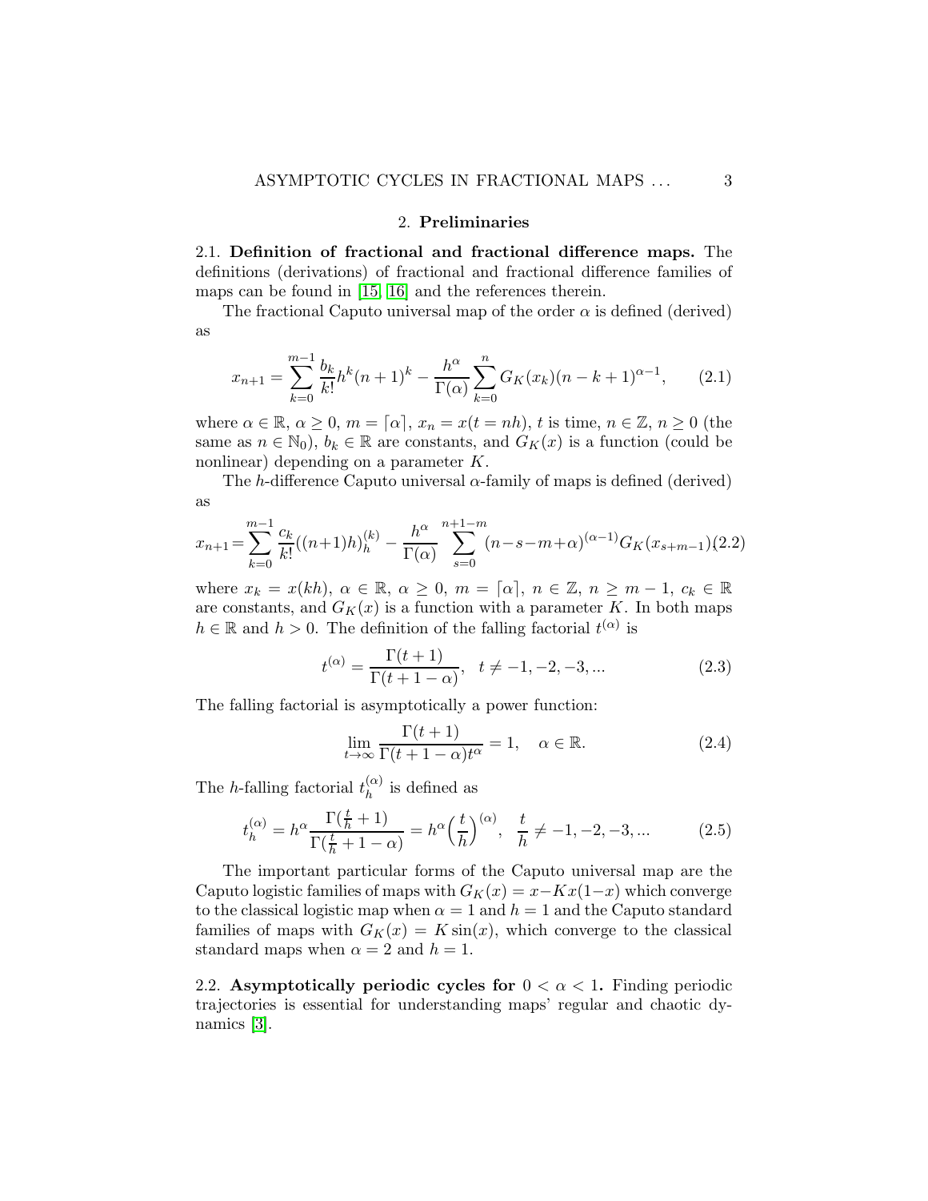## 2. Preliminaries

**2.1. Definition of fractional and fractional difference maps.** The definitions (derivations) of fractional and fractional difference families of maps can be found in [15, 16] and the references therein.

The fractional Caputo universal map of the order $\alpha$ is defined (derived) as

$$x_{n+1} = \sum_{k=0}^{m-1} \frac{b_k}{k!} h^k (n+1)^k - \frac{h^\alpha}{\Gamma(\alpha)} \sum_{k=0}^{n} G_K(x_k)(n-k+1)^{\alpha-1}, \tag{2.1}$$

where $\alpha \in \mathbb{R}$, $\alpha \geq 0$, $m = \lceil \alpha \rceil$, $x_n = x(t = nh)$, $t$ is time, $n \in \mathbb{Z}$, $n \geq 0$ (the same as $n \in \mathbb{N}_0$), $b_k \in \mathbb{R}$ are constants, and $G_K(x)$ is a function (could be nonlinear) depending on a parameter $K$.

The $h$-difference Caputo universal $\alpha$-family of maps is defined (derived) as

$$x_{n+1} = \sum_{k=0}^{m-1} \frac{c_k}{k!} ((n+1)h)_h^{(k)} - \frac{h^\alpha}{\Gamma(\alpha)} \sum_{s=0}^{n+1-m} (n-s-m+\alpha)^{(\alpha-1)} G_K(x_{s+m-1}), \tag{2.2}$$

where $x_k = x(kh)$, $\alpha \in \mathbb{R}$, $\alpha \geq 0$, $m = \lceil \alpha \rceil$, $n \in \mathbb{Z}$, $n \geq m-1$, $c_k \in \mathbb{R}$ are constants, and $G_K(x)$ is a function with a parameter $K$. In both maps $h \in \mathbb{R}$ and $h > 0$. The definition of the falling factorial $t^{(\alpha)}$ is

$$t^{(\alpha)} = \frac{\Gamma(t+1)}{\Gamma(t+1-\alpha)}, \quad t \neq -1, -2, -3, ... \tag{2.3}$$

The falling factorial is asymptotically a power function:

$$\lim_{t \to \infty} \frac{\Gamma(t+1)}{\Gamma(t+1-\alpha) t^\alpha} = 1, \quad \alpha \in \mathbb{R}. \tag{2.4}$$

The $h$-falling factorial $t_h^{(\alpha)}$ is defined as

$$t_h^{(\alpha)} = h^\alpha \frac{\Gamma(\frac{t}{h}+1)}{\Gamma(\frac{t}{h}+1-\alpha)} = h^\alpha \Big(\frac{t}{h}\Big)^{(\alpha)}, \quad \frac{t}{h} \neq -1, -2, -3, ... \tag{2.5}$$

The important particular forms of the Caputo universal map are the Caputo logistic families of maps with $G_K(x) = x - Kx(1-x)$ which converge to the classical logistic map when $\alpha = 1$ and $h = 1$ and the Caputo standard families of maps with $G_K(x) = K\sin(x)$, which converge to the classical standard maps when $\alpha = 2$ and $h = 1$.

**2.2. Asymptotically periodic cycles for $0 < \alpha < 1$.** Finding periodic trajectories is essential for understanding maps' regular and chaotic dynamics [3].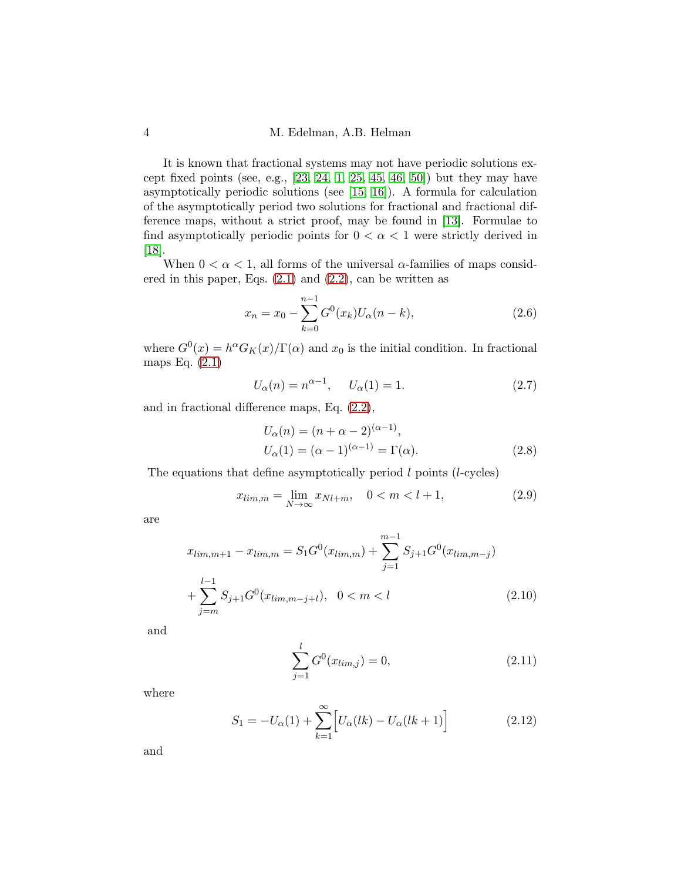It is known that fractional systems may not have periodic solutions except fixed points (see, e.g., [23, 24, 1, 25, 45, 46, 50]) but they may have asymptotically periodic solutions (see [15, 16]). A formula for calculation of the asymptotically period two solutions for fractional and fractional difference maps, without a strict proof, may be found in [13]. Formulae to find asymptotically periodic points for $0 < \alpha < 1$ were strictly derived in [18].

When $0 < \alpha < 1$, all forms of the universal $\alpha$-families of maps considered in this paper, Eqs. (2.1) and (2.2), can be written as

$$x_n = x_0 - \sum_{k=0}^{n-1} G^0(x_k) U_\alpha(n-k), \tag{2.6}$$

where $G^0(x) = h^\alpha G_K(x)/\Gamma(\alpha)$ and $x_0$ is the initial condition. In fractional maps Eq. (2.1)

$$U_\alpha(n) = n^{\alpha-1}, \quad U_\alpha(1) = 1. \tag{2.7}$$

and in fractional difference maps, Eq. (2.2),

$$\begin{aligned} &U_\alpha(n) = (n+\alpha-2)^{(\alpha-1)}, \\ &U_\alpha(1) = (\alpha-1)^{(\alpha-1)} = \Gamma(\alpha). \end{aligned} \tag{2.8}$$

The equations that define asymptotically period $l$ points ($l$-cycles)

$$x_{lim,m} = \lim_{N\to\infty} x_{Nl+m}, \quad 0 < m < l+1, \tag{2.9}$$

are

$$\begin{aligned} x_{lim,m+1} - x_{lim,m} = S_1 G^0(x_{lim,m}) + \sum_{j=1}^{m-1} S_{j+1} G^0(x_{lim,m-j}) \\ + \sum_{j=m}^{l-1} S_{j+1} G^0(x_{lim,m-j+l}), \quad 0 < m < l \end{aligned} \tag{2.10}$$

and

$$\sum_{j=1}^{l} G^0(x_{lim,j}) = 0, \tag{2.11}$$

where

$$S_1 = -U_\alpha(1) + \sum_{k=1}^{\infty} \Big[ U_\alpha(lk) - U_\alpha(lk+1) \Big] \tag{2.12}$$

and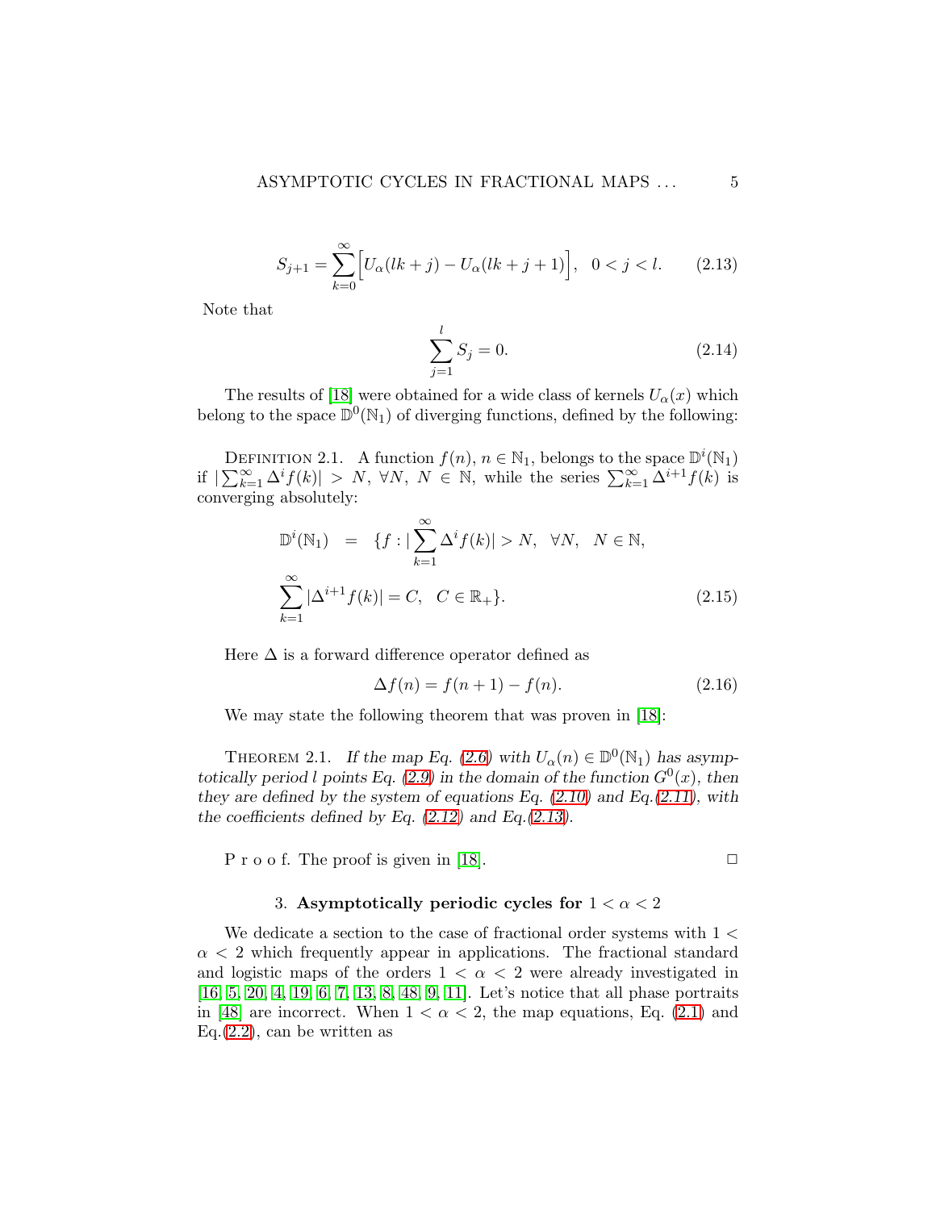$$S_{j+1} = \sum_{k=0}^{\infty} \Big[ U_\alpha(lk+j) - U_\alpha(lk+j+1) \Big], \quad 0 < j < l. \tag{2.13}$$

Note that

$$\sum_{j=1}^{l} S_j = 0. \tag{2.14}$$

The results of [18] were obtained for a wide class of kernels $U_\alpha(x)$ which belong to the space $\mathbb{D}^0(\mathbb{N}_1)$ of diverging functions, defined by the following:

Definition 2.1. A function $f(n)$, $n \in \mathbb{N}_1$, belongs to the space $\mathbb{D}^i(\mathbb{N}_1)$ if $|\sum_{k=1}^{\infty} \Delta^i f(k)| > N$, $\forall N$, $N \in \mathbb{N}$, while the series $\sum_{k=1}^{\infty} \Delta^{i+1} f(k)$ is converging absolutely:

$$\begin{aligned} \mathbb{D}^i(\mathbb{N}_1) \quad &= \quad \{ f : |\sum_{k=1}^{\infty} \Delta^i f(k)| > N, \quad \forall N, \quad N \in \mathbb{N}, \\ \sum_{k=1}^{\infty} |\Delta^{i+1} f(k)| &= C, \quad C \in \mathbb{R}_+ \}. \end{aligned} \tag{2.15}$$

Here $\Delta$ is a forward difference operator defined as

$$\Delta f(n) = f(n+1) - f(n). \tag{2.16}$$

We may state the following theorem that was proven in [18]:

Theorem 2.1. *If the map Eq. (2.6) with $U_\alpha(n) \in \mathbb{D}^0(\mathbb{N}_1)$ has asymptotically period $l$ points Eq. (2.9) in the domain of the function $G^0(x)$, then they are defined by the system of equations Eq. (2.10) and Eq. (2.11), with the coefficients defined by Eq. (2.12) and Eq. (2.13).*

P r o o f. The proof is given in [18]. □

## 3. Asymptotically periodic cycles for $1 < \alpha < 2$

We dedicate a section to the case of fractional order systems with $1 < \alpha < 2$ which frequently appear in applications. The fractional standard and logistic maps of the orders $1 < \alpha < 2$ were already investigated in [16, 5, 20, 4, 19, 6, 7, 13, 8, 48, 9, 11]. Let's notice that all phase portraits in [48] are incorrect. When $1 < \alpha < 2$, the map equations, Eq. (2.1) and Eq. (2.2), can be written as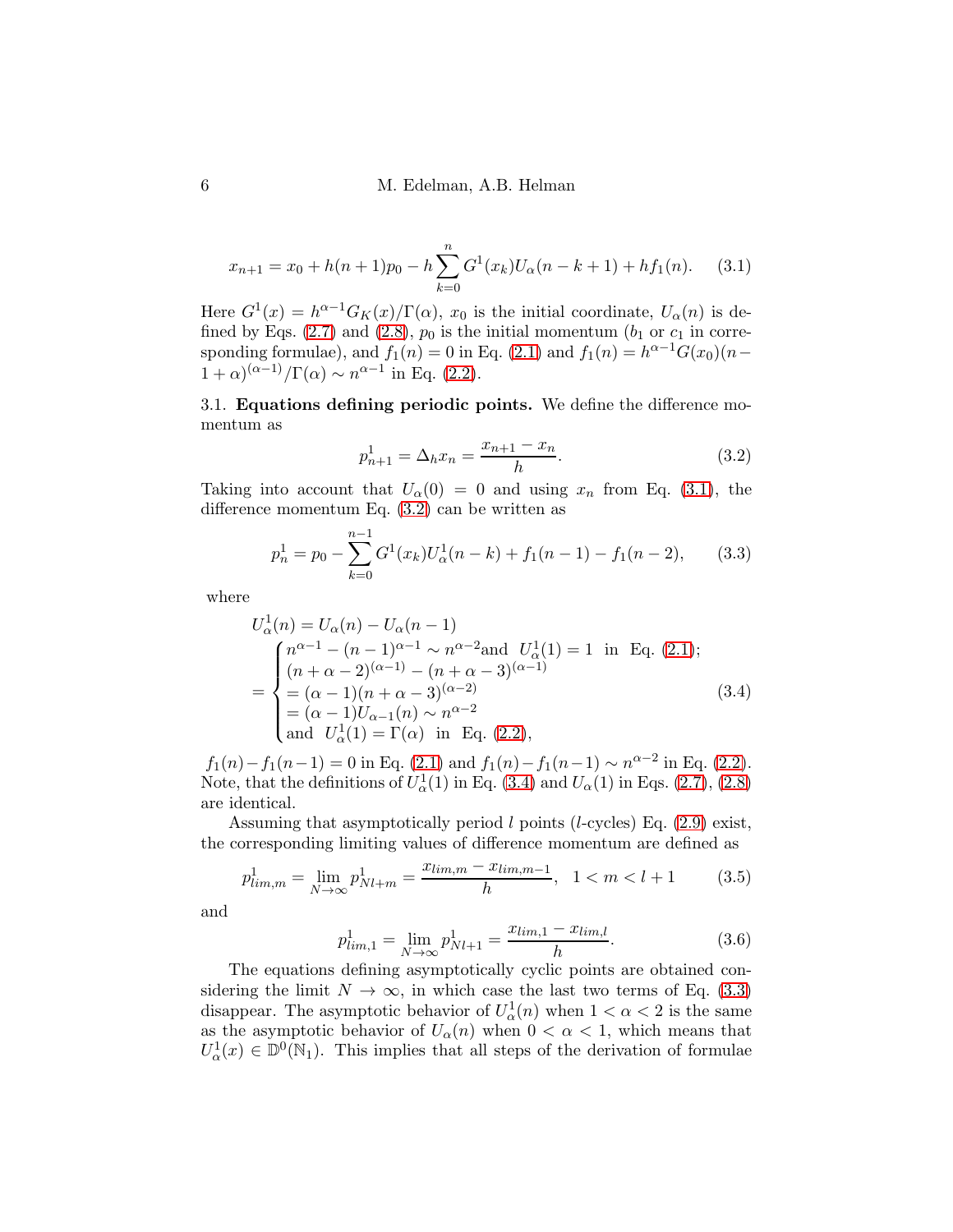$$x_{n+1} = x_0 + h(n+1)p_0 - h\sum_{k=0}^{n} G^1(x_k)U_\alpha(n-k+1) + hf_1(n). \tag{3.1}$$

Here $G^1(x) = h^{\alpha-1}G_K(x)/\Gamma(\alpha)$, $x_0$ is the initial coordinate, $U_\alpha(n)$ is defined by Eqs. (2.7) and (2.8), $p_0$ is the initial momentum ($b_1$ or $c_1$ in corresponding formulae), and $f_1(n) = 0$ in Eq. (2.1) and $f_1(n) = h^{\alpha-1}G(x_0)(n-1+\alpha)^{(\alpha-1)}/\Gamma(\alpha) \sim n^{\alpha-1}$ in Eq. (2.2).

3.1. **Equations defining periodic points.** We define the difference momentum as

$$p^1_{n+1} = \Delta_h x_n = \frac{x_{n+1} - x_n}{h}. \tag{3.2}$$

Taking into account that $U_\alpha(0) = 0$ and using $x_n$ from Eq. (3.1), the difference momentum Eq. (3.2) can be written as

$$p^1_n = p_0 - \sum_{k=0}^{n-1} G^1(x_k)U^1_\alpha(n-k) + f_1(n-1) - f_1(n-2), \tag{3.3}$$

where

$$\begin{aligned} &U^1_\alpha(n) = U_\alpha(n) - U_\alpha(n-1) \\ &= \begin{cases} n^{\alpha-1} - (n-1)^{\alpha-1} \sim n^{\alpha-2} \text{and } \ U^1_\alpha(1) = 1 \ \text{ in } \ \text{Eq. (2.1)}; \\ (n+\alpha-2)^{(\alpha-1)} - (n+\alpha-3)^{(\alpha-1)} \\ = (\alpha-1)(n+\alpha-3)^{(\alpha-2)} \\ = (\alpha-1)U_{\alpha-1}(n) \sim n^{\alpha-2} \\ \text{and } \ U^1_\alpha(1) = \Gamma(\alpha) \ \text{ in } \ \text{Eq. (2.2)}, \end{cases} \end{aligned} \tag{3.4}$$

$f_1(n) - f_1(n-1) = 0$ in Eq. (2.1) and $f_1(n) - f_1(n-1) \sim n^{\alpha-2}$ in Eq. (2.2). Note, that the definitions of $U^1_\alpha(1)$ in Eq. (3.4) and $U_\alpha(1)$ in Eqs. (2.7), (2.8) are identical.

Assuming that asymptotically period $l$ points ($l$-cycles) Eq. (2.9) exist, the corresponding limiting values of difference momentum are defined as

$$p^1_{lim,m} = \lim_{N\to\infty} p^1_{Nl+m} = \frac{x_{lim,m} - x_{lim,m-1}}{h}, \quad 1 < m < l+1 \tag{3.5}$$

and

$$p^1_{lim,1} = \lim_{N\to\infty} p^1_{Nl+1} = \frac{x_{lim,1} - x_{lim,l}}{h}. \tag{3.6}$$

The equations defining asymptotically cyclic points are obtained considering the limit $N \to \infty$, in which case the last two terms of Eq. (3.3) disappear. The asymptotic behavior of $U^1_\alpha(n)$ when $1 < \alpha < 2$ is the same as the asymptotic behavior of $U_\alpha(n)$ when $0 < \alpha < 1$, which means that $U^1_\alpha(x) \in \mathbb{D}^0(\mathbb{N}_1)$. This implies that all steps of the derivation of formulae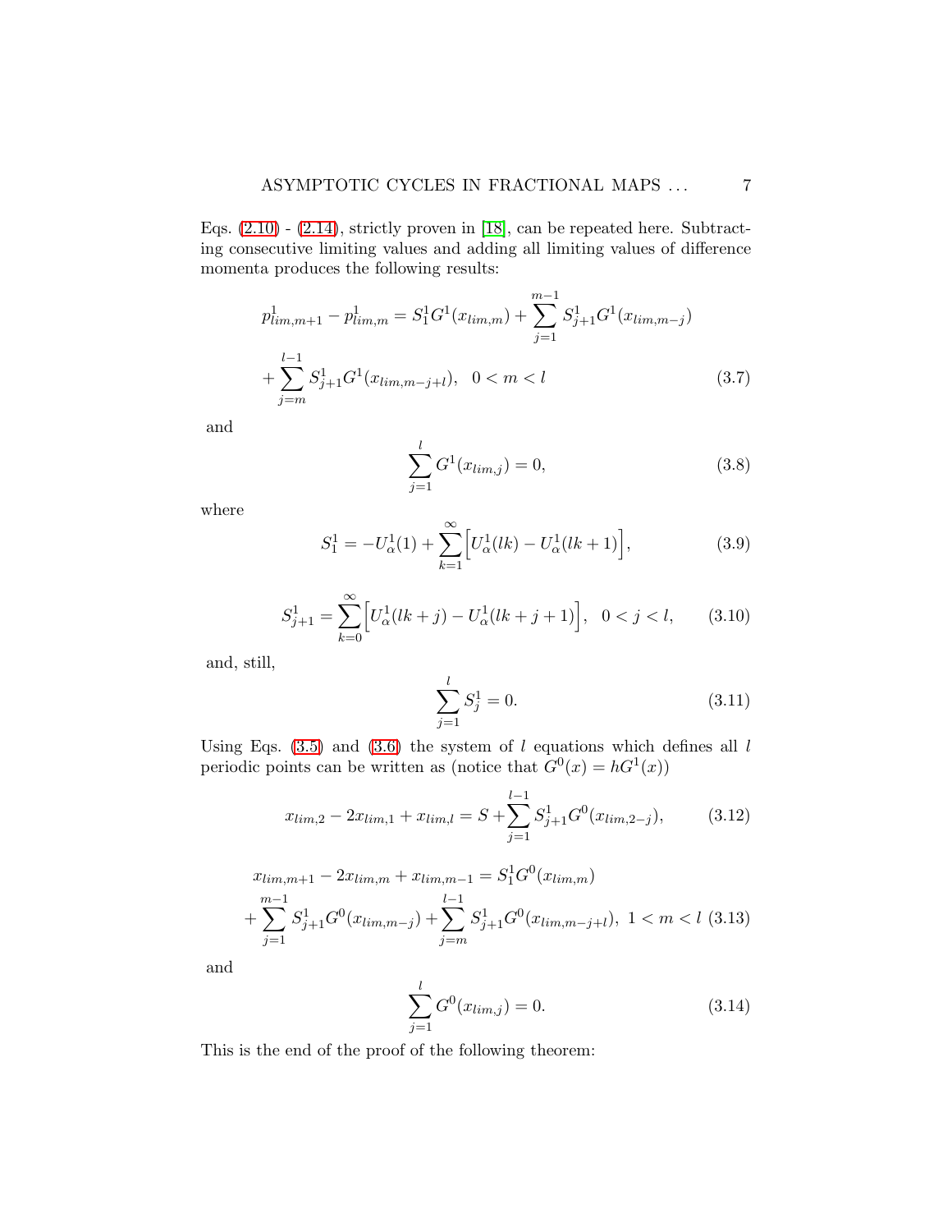Eqs. (2.10) - (2.14), strictly proven in [18], can be repeated here. Subtracting consecutive limiting values and adding all limiting values of difference momenta produces the following results:

$$p^1_{lim,m+1} - p^1_{lim,m} = S^1_1 G^1(x_{lim,m}) + \sum_{j=1}^{m-1} S^1_{j+1} G^1(x_{lim,m-j})$$
$$+ \sum_{j=m}^{l-1} S^1_{j+1} G^1(x_{lim,m-j+l}), \quad 0 < m < l \tag{3.7}$$

and

$$\sum_{j=1}^{l} G^1(x_{lim,j}) = 0, \tag{3.8}$$

where

$$S^1_1 = -U^1_\alpha(1) + \sum_{k=1}^{\infty} \Big[ U^1_\alpha(lk) - U^1_\alpha(lk+1) \Big], \tag{3.9}$$

$$S^1_{j+1} = \sum_{k=0}^{\infty} \Big[ U^1_\alpha(lk+j) - U^1_\alpha(lk+j+1) \Big], \quad 0 < j < l, \tag{3.10}$$

and, still,

$$\sum_{j=1}^{l} S^1_j = 0. \tag{3.11}$$

Using Eqs. (3.5) and (3.6) the system of $l$ equations which defines all $l$ periodic points can be written as (notice that $G^0(x) = hG^1(x)$)

$$x_{lim,2} - 2x_{lim,1} + x_{lim,l} = S + \sum_{j=1}^{l-1} S^1_{j+1} G^0(x_{lim,2-j}), \tag{3.12}$$

$$x_{lim,m+1} - 2x_{lim,m} + x_{lim,m-1} = S^1_1 G^0(x_{lim,m})$$
$$+ \sum_{j=1}^{m-1} S^1_{j+1} G^0(x_{lim,m-j}) + \sum_{j=m}^{l-1} S^1_{j+1} G^0(x_{lim,m-j+l}), \ 1 < m < l \tag{3.13}$$

and

$$\sum_{j=1}^{l} G^0(x_{lim,j}) = 0. \tag{3.14}$$

This is the end of the proof of the following theorem: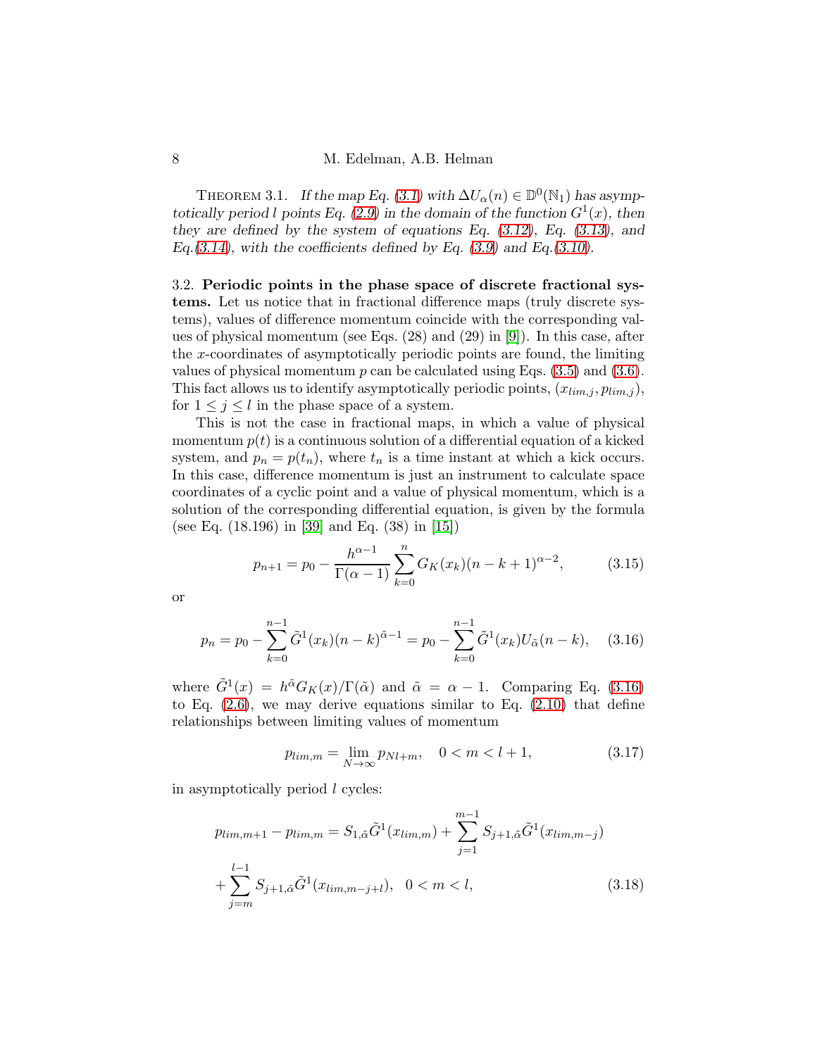THEOREM 3.1. *If the map Eq. (3.1) with $\Delta U_\alpha(n) \in \mathbb{D}^0(\mathbb{N}_1)$ has asymptotically period $l$ points Eq. (2.9) in the domain of the function $G^1(x)$, then they are defined by the system of equations Eq. (3.12), Eq. (3.13), and Eq.(3.14), with the coefficients defined by Eq. (3.9) and Eq.(3.10).*

3.2. **Periodic points in the phase space of discrete fractional systems.** Let us notice that in fractional difference maps (truly discrete systems), values of difference momentum coincide with the corresponding values of physical momentum (see Eqs. (28) and (29) in [9]). In this case, after the $x$-coordinates of asymptotically periodic points are found, the limiting values of physical momentum $p$ can be calculated using Eqs. (3.5) and (3.6). This fact allows us to identify asymptotically periodic points, $(x_{lim,j}, p_{lim,j})$, for $1 \le j \le l$ in the phase space of a system.

This is not the case in fractional maps, in which a value of physical momentum $p(t)$ is a continuous solution of a differential equation of a kicked system, and $p_n = p(t_n)$, where $t_n$ is a time instant at which a kick occurs. In this case, difference momentum is just an instrument to calculate space coordinates of a cyclic point and a value of physical momentum, which is a solution of the corresponding differential equation, is given by the formula (see Eq. (18.196) in [39] and Eq. (38) in [15])

$$p_{n+1} = p_0 - \frac{h^{\alpha-1}}{\Gamma(\alpha-1)} \sum_{k=0}^{n} G_K(x_k)(n-k+1)^{\alpha-2}, \tag{3.15}$$

or

$$p_n = p_0 - \sum_{k=0}^{n-1} \tilde{G}^1(x_k)(n-k)^{\tilde{\alpha}-1} = p_0 - \sum_{k=0}^{n-1} \tilde{G}^1(x_k) U_{\tilde{\alpha}}(n-k), \tag{3.16}$$

where $\tilde{G}^1(x) = h^{\tilde{\alpha}} G_K(x)/\Gamma(\tilde{\alpha})$ and $\tilde{\alpha} = \alpha - 1$. Comparing Eq. (3.16) to Eq. (2.6), we may derive equations similar to Eq. (2.10) that define relationships between limiting values of momentum

$$p_{lim,m} = \lim_{N \to \infty} p_{Nl+m}, \quad 0 < m < l+1, \tag{3.17}$$

in asymptotically period $l$ cycles:

$$\begin{aligned} p_{lim,m+1} - p_{lim,m} &= S_{1,\tilde{\alpha}} \tilde{G}^1(x_{lim,m}) + \sum_{j=1}^{m-1} S_{j+1,\tilde{\alpha}} \tilde{G}^1(x_{lim,m-j}) \\ &+ \sum_{j=m}^{l-1} S_{j+1,\tilde{\alpha}} \tilde{G}^1(x_{lim,m-j+l}), \quad 0 < m < l, \end{aligned} \tag{3.18}$$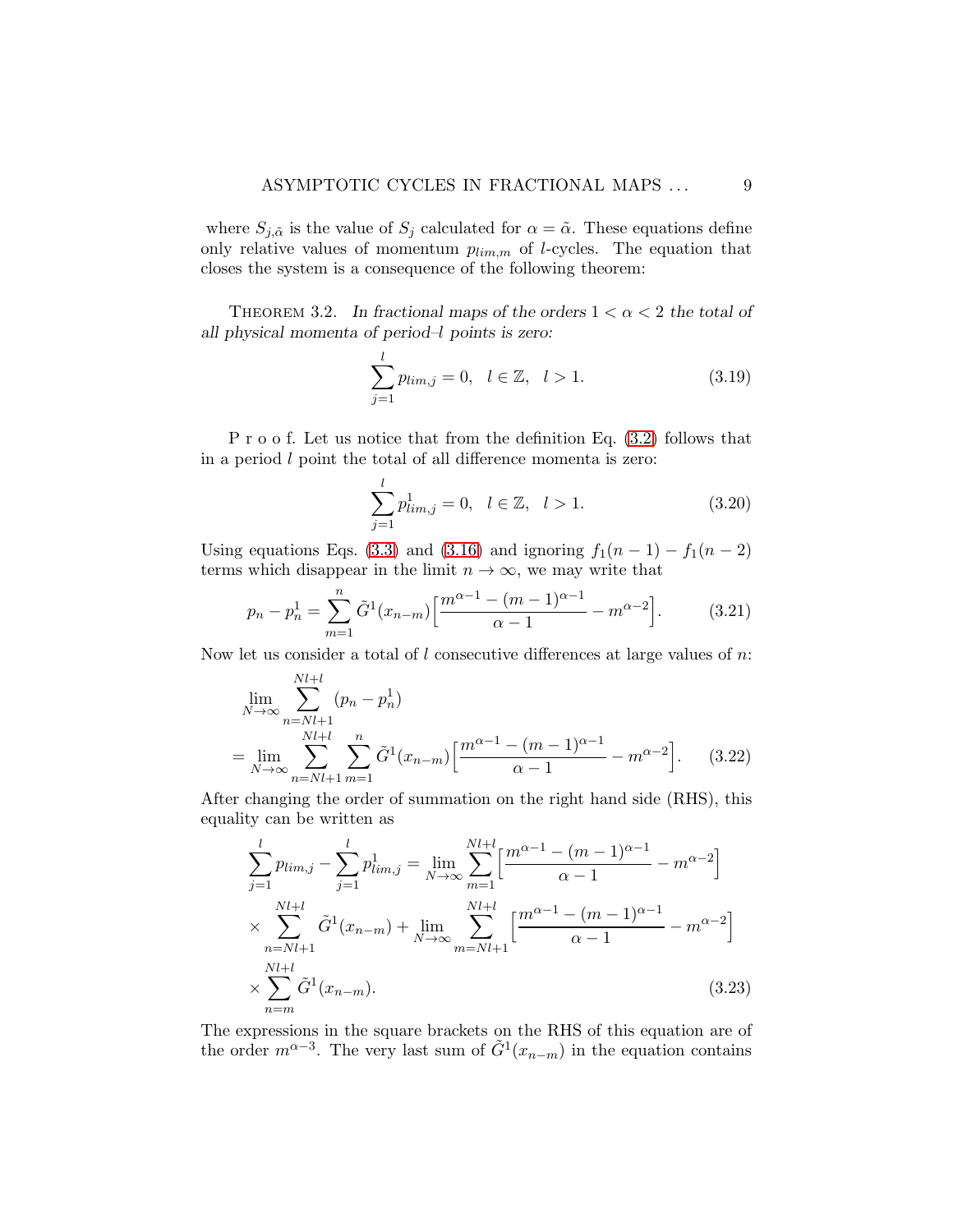where $S_{j,\tilde{\alpha}}$ is the value of $S_j$ calculated for $\alpha = \tilde{\alpha}$. These equations define only relative values of momentum $p_{lim,m}$ of $l$-cycles. The equation that closes the system is a consequence of the following theorem:

THEOREM 3.2. *In fractional maps of the orders $1 < \alpha < 2$ the total of all physical momenta of period–$l$ points is zero:*

$$\sum_{j=1}^{l} p_{lim,j} = 0, \quad l \in \mathbb{Z}, \quad l > 1. \tag{3.19}$$

P r o o f. Let us notice that from the definition Eq. (3.2) follows that in a period $l$ point the total of all difference momenta is zero:

$$\sum_{j=1}^{l} p^1_{lim,j} = 0, \quad l \in \mathbb{Z}, \quad l > 1. \tag{3.20}$$

Using equations Eqs. (3.3) and (3.16) and ignoring $f_1(n-1) - f_1(n-2)$ terms which disappear in the limit $n \to \infty$, we may write that

$$p_n - p^1_n = \sum_{m=1}^{n} \tilde{G}^1(x_{n-m}) \Big[ \frac{m^{\alpha-1} - (m-1)^{\alpha-1}}{\alpha - 1} - m^{\alpha-2} \Big]. \tag{3.21}$$

Now let us consider a total of $l$ consecutive differences at large values of $n$:

$$\lim_{N \to \infty} \sum_{n=Nl+1}^{Nl+l} (p_n - p^1_n) = \lim_{N \to \infty} \sum_{n=Nl+1}^{Nl+l} \sum_{m=1}^{n} \tilde{G}^1(x_{n-m}) \Big[ \frac{m^{\alpha-1} - (m-1)^{\alpha-1}}{\alpha - 1} - m^{\alpha-2} \Big]. \tag{3.22}$$

After changing the order of summation on the right hand side (RHS), this equality can be written as

$$\sum_{j=1}^{l} p_{lim,j} - \sum_{j=1}^{l} p^1_{lim,j} = \lim_{N \to \infty} \sum_{m=1}^{Nl+l} \Big[ \frac{m^{\alpha-1} - (m-1)^{\alpha-1}}{\alpha - 1} - m^{\alpha-2} \Big] \times \sum_{n=Nl+1}^{Nl+l} \tilde{G}^1(x_{n-m}) + \lim_{N \to \infty} \sum_{m=Nl+1}^{Nl+l} \Big[ \frac{m^{\alpha-1} - (m-1)^{\alpha-1}}{\alpha - 1} - m^{\alpha-2} \Big] \times \sum_{n=m}^{Nl+l} \tilde{G}^1(x_{n-m}). \tag{3.23}$$

The expressions in the square brackets on the RHS of this equation are of the order $m^{\alpha-3}$. The very last sum of $\tilde{G}^1(x_{n-m})$ in the equation contains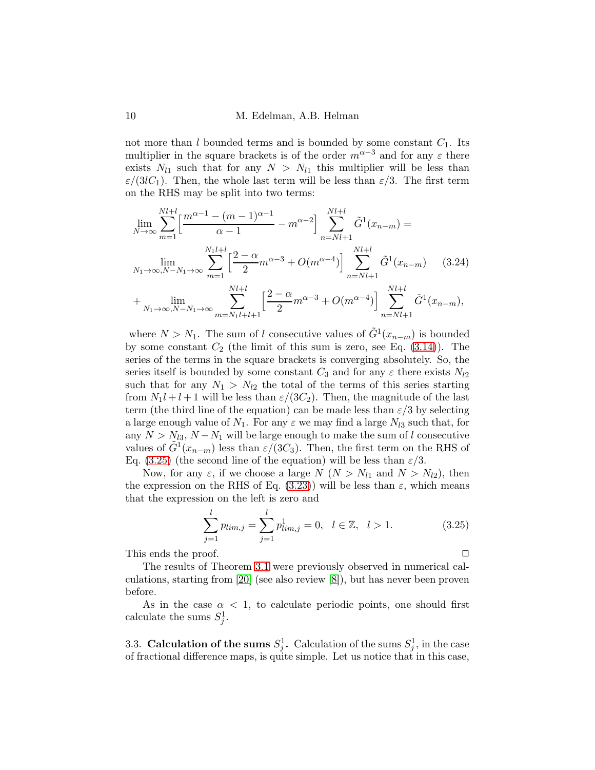not more than $l$ bounded terms and is bounded by some constant $C_1$. Its multiplier in the square brackets is of the order $m^{\alpha-3}$ and for any $\varepsilon$ there exists $N_{l1}$ such that for any $N > N_{l1}$ this multiplier will be less than $\varepsilon/(3lC_1)$. Then, the whole last term will be less than $\varepsilon/3$. The first term on the RHS may be split into two terms:

$$
\begin{aligned}
&\lim_{N\to\infty}\sum_{m=1}^{Nl+l}\Big[\frac{m^{\alpha-1}-(m-1)^{\alpha-1}}{\alpha-1}-m^{\alpha-2}\Big]\sum_{n=Nl+1}^{Nl+l}\tilde{G}^1(x_{n-m}) = \\
&\lim_{N_1\to\infty, N-N_1\to\infty}\sum_{m=1}^{N_1l+l}\Big[\frac{2-\alpha}{2}m^{\alpha-3}+O(m^{\alpha-4})\Big]\sum_{n=Nl+1}^{Nl+l}\tilde{G}^1(x_{n-m}) \qquad (3.24)\\
&+\lim_{N_1\to\infty, N-N_1\to\infty}\sum_{m=N_1l+l+1}^{Nl+l}\Big[\frac{2-\alpha}{2}m^{\alpha-3}+O(m^{\alpha-4})\Big]\sum_{n=Nl+1}^{Nl+l}\tilde{G}^1(x_{n-m}),
\end{aligned}
$$

where $N > N_1$. The sum of $l$ consecutive values of $\tilde{G}^1(x_{n-m})$ is bounded by some constant $C_2$ (the limit of this sum is zero, see Eq. (3.14)). The series of the terms in the square brackets is converging absolutely. So, the series itself is bounded by some constant $C_3$ and for any $\varepsilon$ there exists $N_{l2}$ such that for any $N_1 > N_{l2}$ the total of the terms of this series starting from $N_1l + l + 1$ will be less than $\varepsilon/(3C_2)$. Then, the magnitude of the last term (the third line of the equation) can be made less than $\varepsilon/3$ by selecting a large enough value of $N_1$. For any $\varepsilon$ we may find a large $N_{l3}$ such that, for any $N > N_{l3}$, $N - N_1$ will be large enough to make the sum of $l$ consecutive values of $\tilde{G}^1(x_{n-m})$ less than $\varepsilon/(3C_3)$. Then, the first term on the RHS of Eq. (3.25) (the second line of the equation) will be less than $\varepsilon/3$.

Now, for any $\varepsilon$, if we choose a large $N$ ($N > N_{l1}$ and $N > N_{l2}$), then the expression on the RHS of Eq. (3.23)) will be less than $\varepsilon$, which means that the expression on the left is zero and

$$
\sum_{j=1}^{l}p_{lim,j}=\sum_{j=1}^{l}p^1_{lim,j}=0, \quad l\in\mathbb{Z}, \quad l>1. \qquad (3.25)
$$

This ends the proof. $\square$

The results of Theorem 3.1 were previously observed in numerical calculations, starting from [20] (see also review [8]), but has never been proven before.

As in the case $\alpha < 1$, to calculate periodic points, one should first calculate the sums $S^1_j$.

3.3. **Calculation of the sums $S^1_j$.** Calculation of the sums $S^1_j$, in the case of fractional difference maps, is quite simple. Let us notice that in this case,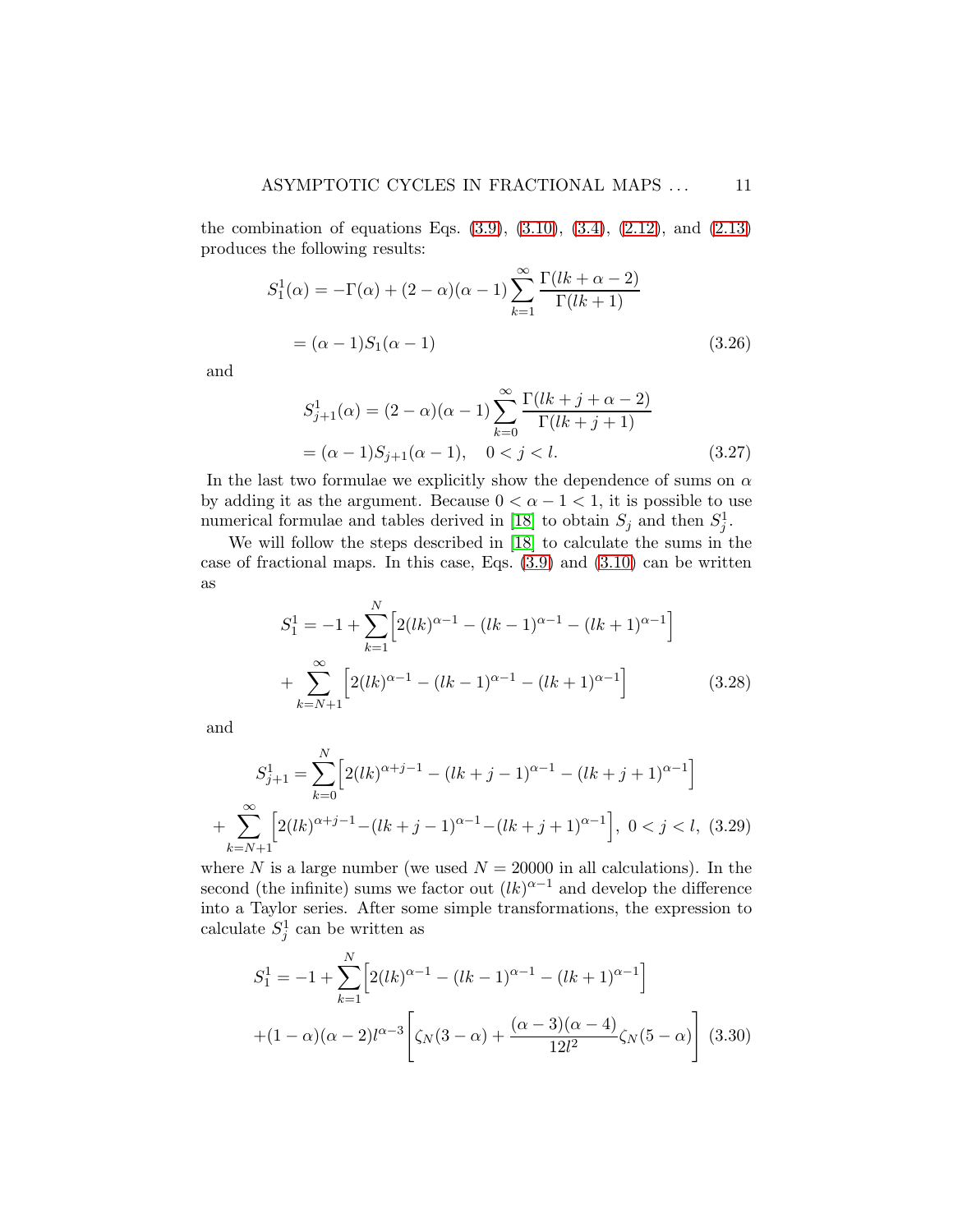the combination of equations Eqs. (3.9), (3.10), (3.4), (2.12), and (2.13) produces the following results:

$$
\begin{aligned}
S_1^1(\alpha) &= -\Gamma(\alpha) + (2-\alpha)(\alpha-1)\sum_{k=1}^{\infty}\frac{\Gamma(lk+\alpha-2)}{\Gamma(lk+1)} \\
&= (\alpha-1)S_1(\alpha-1)
\end{aligned}
\tag{3.26}
$$

and

$$
\begin{aligned}
S_{j+1}^1(\alpha) &= (2-\alpha)(\alpha-1)\sum_{k=0}^{\infty}\frac{\Gamma(lk+j+\alpha-2)}{\Gamma(lk+j+1)} \\
&= (\alpha-1)S_{j+1}(\alpha-1), \quad 0<j<l.
\end{aligned}
\tag{3.27}
$$

In the last two formulae we explicitly show the dependence of sums on $\alpha$ by adding it as the argument. Because $0 < \alpha - 1 < 1$, it is possible to use numerical formulae and tables derived in [18] to obtain $S_j$ and then $S_j^1$.

We will follow the steps described in [18] to calculate the sums in the case of fractional maps. In this case, Eqs. (3.9) and (3.10) can be written as

$$
\begin{aligned}
S_1^1 = -1 &+ \sum_{k=1}^{N}\Big[2(lk)^{\alpha-1} - (lk-1)^{\alpha-1} - (lk+1)^{\alpha-1}\Big] \\
&+ \sum_{k=N+1}^{\infty}\Big[2(lk)^{\alpha-1} - (lk-1)^{\alpha-1} - (lk+1)^{\alpha-1}\Big]
\end{aligned}
\tag{3.28}
$$

and

$$
\begin{aligned}
S_{j+1}^1 = &\sum_{k=0}^{N}\Big[2(lk)^{\alpha+j-1} - (lk+j-1)^{\alpha-1} - (lk+j+1)^{\alpha-1}\Big] \\
+ &\sum_{k=N+1}^{\infty}\Big[2(lk)^{\alpha+j-1} - (lk+j-1)^{\alpha-1} - (lk+j+1)^{\alpha-1}\Big], \ 0<j<l,
\end{aligned}
\tag{3.29}
$$

where $N$ is a large number (we used $N = 20000$ in all calculations). In the second (the infinite) sums we factor out $(lk)^{\alpha-1}$ and develop the difference into a Taylor series. After some simple transformations, the expression to calculate $S_j^1$ can be written as

$$
\begin{aligned}
S_1^1 = -1 &+ \sum_{k=1}^{N}\Big[2(lk)^{\alpha-1} - (lk-1)^{\alpha-1} - (lk+1)^{\alpha-1}\Big] \\
&+ (1-\alpha)(\alpha-2)l^{\alpha-3}\left[\zeta_N(3-\alpha) + \frac{(\alpha-3)(\alpha-4)}{12l^2}\zeta_N(5-\alpha)\right]
\end{aligned}
\tag{3.30}
$$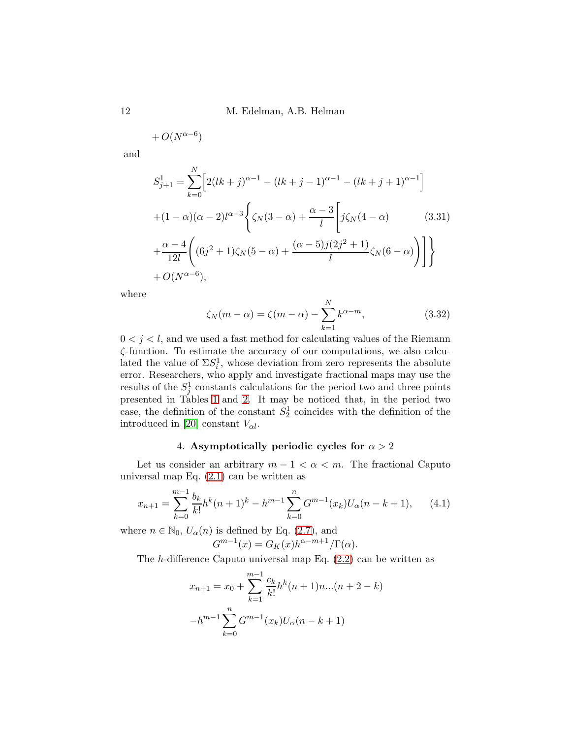$$+O(N^{\alpha-6})$$

and

$$
\begin{aligned}
S^1_{j+1} = &\sum_{k=0}^{N}\Big[2(lk+j)^{\alpha-1} - (lk+j-1)^{\alpha-1} - (lk+j+1)^{\alpha-1}\Big] \\
&+(1-\alpha)(\alpha-2)l^{\alpha-3}\Bigg\{\zeta_N(3-\alpha) + \frac{\alpha-3}{l}\Bigg[j\zeta_N(4-\alpha) \\
&+\frac{\alpha-4}{12l}\Bigg((6j^2+1)\zeta_N(5-\alpha) + \frac{(\alpha-5)j(2j^2+1)}{l}\zeta_N(6-\alpha)\Bigg)\Bigg]\Bigg\} \\
&+O(N^{\alpha-6}),
\end{aligned}
\tag{3.31}
$$

where

$$\zeta_N(m-\alpha) = \zeta(m-\alpha) - \sum_{k=1}^{N} k^{\alpha-m}, \tag{3.32}$$

$0 < j < l$, and we used a fast method for calculating values of the Riemann $\zeta$-function. To estimate the accuracy of our computations, we also calculated the value of $\Sigma S^1_i$, whose deviation from zero represents the absolute error. Researchers, who apply and investigate fractional maps may use the results of the $S^1_j$ constants calculations for the period two and three points presented in Tables 1 and 2. It may be noticed that, in the period two case, the definition of the constant $S^1_2$ coincides with the definition of the introduced in [20] constant $V_{\alpha l}$.

## 4. Asymptotically periodic cycles for $\alpha > 2$

Let us consider an arbitrary $m-1 < \alpha < m$. The fractional Caputo universal map Eq. (2.1) can be written as

$$x_{n+1} = \sum_{k=0}^{m-1}\frac{b_k}{k!}h^k(n+1)^k - h^{m-1}\sum_{k=0}^{n}G^{m-1}(x_k)U_\alpha(n-k+1), \tag{4.1}$$

where $n \in \mathbb{N}_0$, $U_\alpha(n)$ is defined by Eq. (2.7), and

$$G^{m-1}(x) = G_K(x)h^{\alpha-m+1}/\Gamma(\alpha).$$

The $h$-difference Caputo universal map Eq. (2.2) can be written as

$$
\begin{aligned}
x_{n+1} = x_0 &+ \sum_{k=1}^{m-1}\frac{c_k}{k!}h^k(n+1)n...(n+2-k) \\
&-h^{m-1}\sum_{k=0}^{n}G^{m-1}(x_k)U_\alpha(n-k+1)
\end{aligned}
$$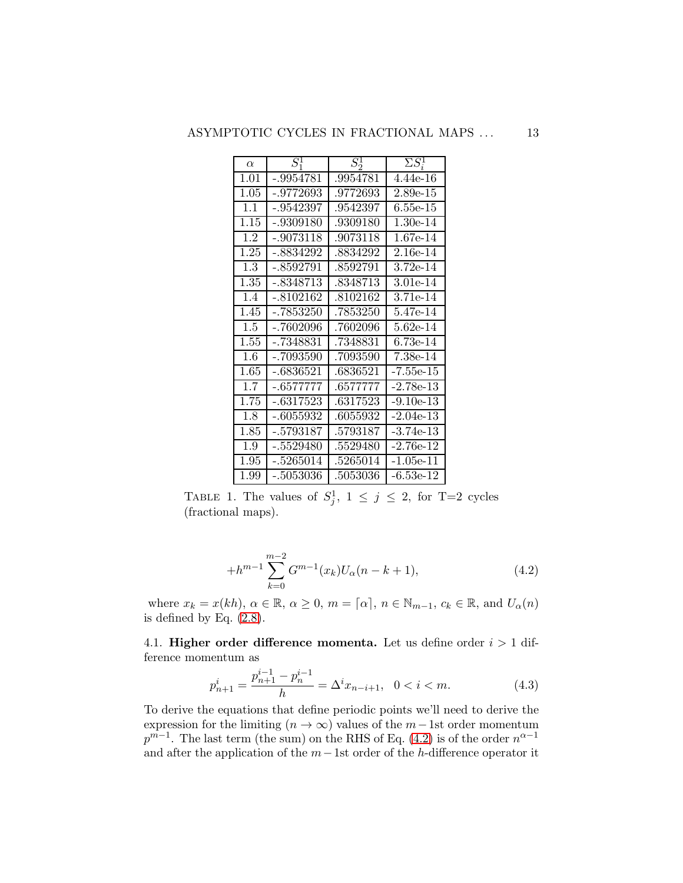| $\alpha$ | $S^1_1$ | $S^1_2$ | $\Sigma S^1_i$ |
|---|---|---|---|
| 1.01 | -.9954781 | .9954781 | 4.44e-16 |
| 1.05 | -.9772693 | .9772693 | 2.89e-15 |
| 1.1 | -.9542397 | .9542397 | 6.55e-15 |
| 1.15 | -.9309180 | .9309180 | 1.30e-14 |
| 1.2 | -.9073118 | .9073118 | 1.67e-14 |
| 1.25 | -.8834292 | .8834292 | 2.16e-14 |
| 1.3 | -.8592791 | .8592791 | 3.72e-14 |
| 1.35 | -.8348713 | .8348713 | 3.01e-14 |
| 1.4 | -.8102162 | .8102162 | 3.71e-14 |
| 1.45 | -.7853250 | .7853250 | 5.47e-14 |
| 1.5 | -.7602096 | .7602096 | 5.62e-14 |
| 1.55 | -.7348831 | .7348831 | 6.73e-14 |
| 1.6 | -.7093590 | .7093590 | 7.38e-14 |
| 1.65 | -.6836521 | .6836521 | -7.55e-15 |
| 1.7 | -.6577777 | .6577777 | -2.78e-13 |
| 1.75 | -.6317523 | .6317523 | -9.10e-13 |
| 1.8 | -.6055932 | .6055932 | -2.04e-13 |
| 1.85 | -.5793187 | .5793187 | -3.74e-13 |
| 1.9 | -.5529480 | .5529480 | -2.76e-12 |
| 1.95 | -.5265014 | .5265014 | -1.05e-11 |
| 1.99 | -.5053036 | .5053036 | -6.53e-12 |

TABLE 1. The values of $S^1_j$, $1 \leq j \leq 2$, for T=2 cycles (fractional maps).

$$+h^{m-1}\sum_{k=0}^{m-2} G^{m-1}(x_k)U_\alpha(n-k+1), \tag{4.2}$$

where $x_k = x(kh)$, $\alpha \in \mathbb{R}$, $\alpha \geq 0$, $m = \lceil \alpha \rceil$, $n \in \mathbb{N}_{m-1}$, $c_k \in \mathbb{R}$, and $U_\alpha(n)$ is defined by Eq. (2.8).

### 4.1. Higher order difference momenta.

Let us define order $i > 1$ difference momentum as

$$p^i_{n+1} = \frac{p^{i-1}_{n+1} - p^{i-1}_n}{h} = \Delta^i x_{n-i+1}, \quad 0 < i < m. \tag{4.3}$$

To derive the equations that define periodic points we'll need to derive the expression for the limiting ($n \to \infty$) values of the $m-1$st order momentum $p^{m-1}$. The last term (the sum) on the RHS of Eq. (4.2) is of the order $n^{\alpha-1}$ and after the application of the $m-1$st order of the $h$-difference operator it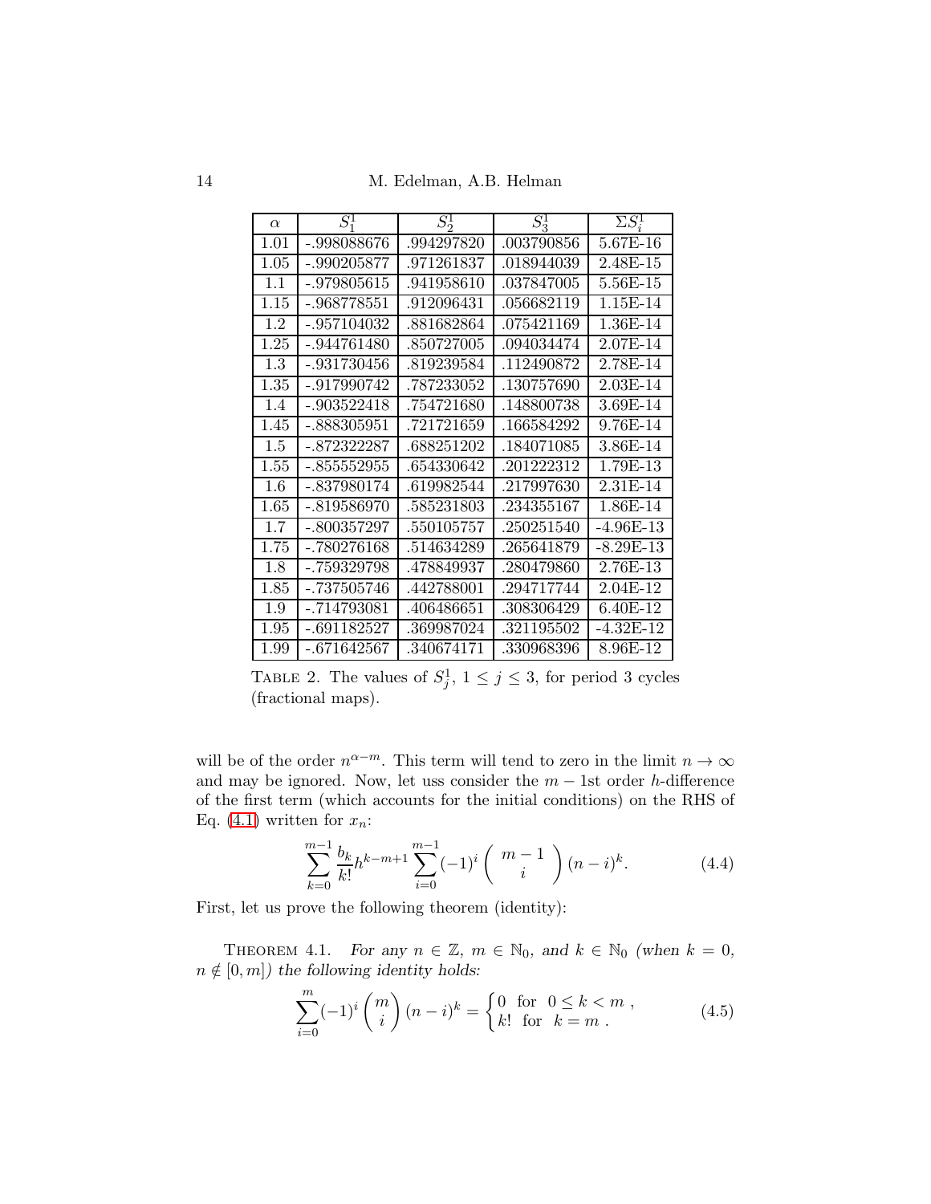| $\alpha$ | $S_1^1$ | $S_2^1$ | $S_3^1$ | $\Sigma S_i^1$ |
|---|---|---|---|---|
| 1.01 | -.998088676 | .994297820 | .003790856 | 5.67E-16 |
| 1.05 | -.990205877 | .971261837 | .018944039 | 2.48E-15 |
| 1.1 | -.979805615 | .941958610 | .037847005 | 5.56E-15 |
| 1.15 | -.968778551 | .912096431 | .056682119 | 1.15E-14 |
| 1.2 | -.957104032 | .881682864 | .075421169 | 1.36E-14 |
| 1.25 | -.944761480 | .850727005 | .094034474 | 2.07E-14 |
| 1.3 | -.931730456 | .819239584 | .112490872 | 2.78E-14 |
| 1.35 | -.917990742 | .787233052 | .130757690 | 2.03E-14 |
| 1.4 | -.903522418 | .754721680 | .148800738 | 3.69E-14 |
| 1.45 | -.888305951 | .721721659 | .166584292 | 9.76E-14 |
| 1.5 | -.872322287 | .688251202 | .184071085 | 3.86E-14 |
| 1.55 | -.855552955 | .654330642 | .201222312 | 1.79E-13 |
| 1.6 | -.837980174 | .619982544 | .217997630 | 2.31E-14 |
| 1.65 | -.819586970 | .585231803 | .234355167 | 1.86E-14 |
| 1.7 | -.800357297 | .550105757 | .250251540 | -4.96E-13 |
| 1.75 | -.780276168 | .514634289 | .265641879 | -8.29E-13 |
| 1.8 | -.759329798 | .478849937 | .280479860 | 2.76E-13 |
| 1.85 | -.737505746 | .442788001 | .294717744 | 2.04E-12 |
| 1.9 | -.714793081 | .406486651 | .308306429 | 6.40E-12 |
| 1.95 | -.691182527 | .369987024 | .321195502 | -4.32E-12 |
| 1.99 | -.671642567 | .340674171 | .330968396 | 8.96E-12 |

TABLE 2. The values of $S_j^1$, $1 \le j \le 3$, for period 3 cycles (fractional maps).

will be of the order $n^{\alpha-m}$. This term will tend to zero in the limit $n \to \infty$ and may be ignored. Now, let uss consider the $m-1$st order $h$-difference of the first term (which accounts for the initial conditions) on the RHS of Eq. (4.1) written for $x_n$:

$$\sum_{k=0}^{m-1} \frac{b_k}{k!} h^{k-m+1} \sum_{i=0}^{m-1} (-1)^i \binom{m-1}{i} (n-i)^k. \tag{4.4}$$

First, let us prove the following theorem (identity):

THEOREM 4.1. *For any $n \in \mathbb{Z}$, $m \in \mathbb{N}_0$, and $k \in \mathbb{N}_0$ (when $k = 0$, $n \notin [0, m]$) the following identity holds:*

$$\sum_{i=0}^{m} (-1)^i \binom{m}{i} (n-i)^k = \begin{cases} 0 & \text{for} \quad 0 \le k < m \ , \\ k! & \text{for} \quad k = m \ . \end{cases} \tag{4.5}$$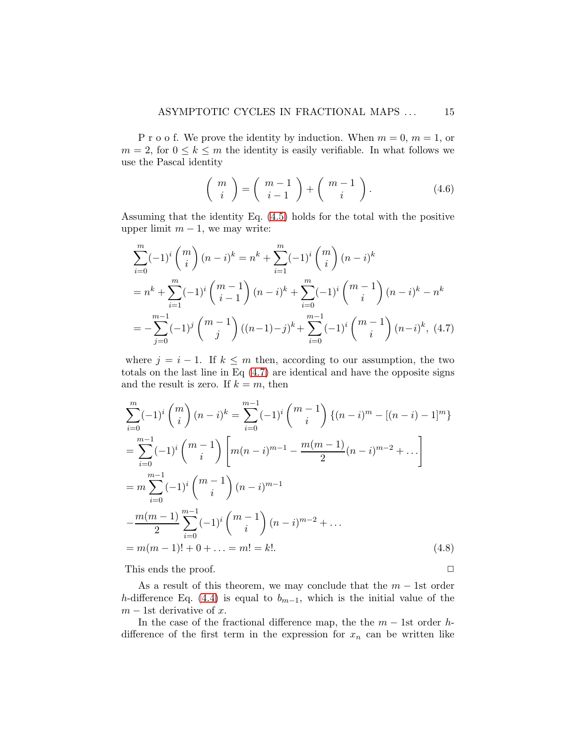P r o o f. We prove the identity by induction. When $m = 0$, $m = 1$, or $m = 2$, for $0 \le k \le m$ the identity is easily verifiable. In what follows we use the Pascal identity

$$\left( \begin{array}{c} m \\ i \end{array} \right) = \left( \begin{array}{c} m-1 \\ i-1 \end{array} \right) + \left( \begin{array}{c} m-1 \\ i \end{array} \right). \tag{4.6}$$

Assuming that the identity Eq. (4.5) holds for the total with the positive upper limit $m-1$, we may write:

$$\begin{aligned}
&\sum_{i=0}^{m}(-1)^i \binom{m}{i} (n-i)^k = n^k + \sum_{i=1}^{m}(-1)^i \binom{m}{i} (n-i)^k \\
&= n^k + \sum_{i=1}^{m}(-1)^i \binom{m-1}{i-1} (n-i)^k + \sum_{i=0}^{m}(-1)^i \binom{m-1}{i} (n-i)^k - n^k \\
&= -\sum_{j=0}^{m-1}(-1)^j \binom{m-1}{j} ((n-1)-j)^k + \sum_{i=0}^{m-1}(-1)^i \binom{m-1}{i} (n-i)^k,
\end{aligned} \tag{4.7}$$

where $j = i - 1$. If $k \le m$ then, according to our assumption, the two totals on the last line in Eq (4.7) are identical and have the opposite signs and the result is zero. If $k = m$, then

$$\begin{aligned}
&\sum_{i=0}^{m}(-1)^i \binom{m}{i} (n-i)^k = \sum_{i=0}^{m-1}(-1)^i \binom{m-1}{i} \{(n-i)^m - [(n-i)-1]^m\} \\
&= \sum_{i=0}^{m-1}(-1)^i \binom{m-1}{i} \left[ m(n-i)^{m-1} - \frac{m(m-1)}{2}(n-i)^{m-2} + \dots \right] \\
&= m\sum_{i=0}^{m-1}(-1)^i \binom{m-1}{i} (n-i)^{m-1} \\
&- \frac{m(m-1)}{2}\sum_{i=0}^{m-1}(-1)^i \binom{m-1}{i} (n-i)^{m-2} + \dots \\
&= m(m-1)! + 0 + \ldots = m! = k!.
\end{aligned} \tag{4.8}$$

This ends the proof. □

As a result of this theorem, we may conclude that the $m-1$st order $h$-difference Eq. (4.4) is equal to $b_{m-1}$, which is the initial value of the $m-1$st derivative of $x$.

In the case of the fractional difference map, the the $m-1$st order $h$-difference of the first term in the expression for $x_n$ can be written like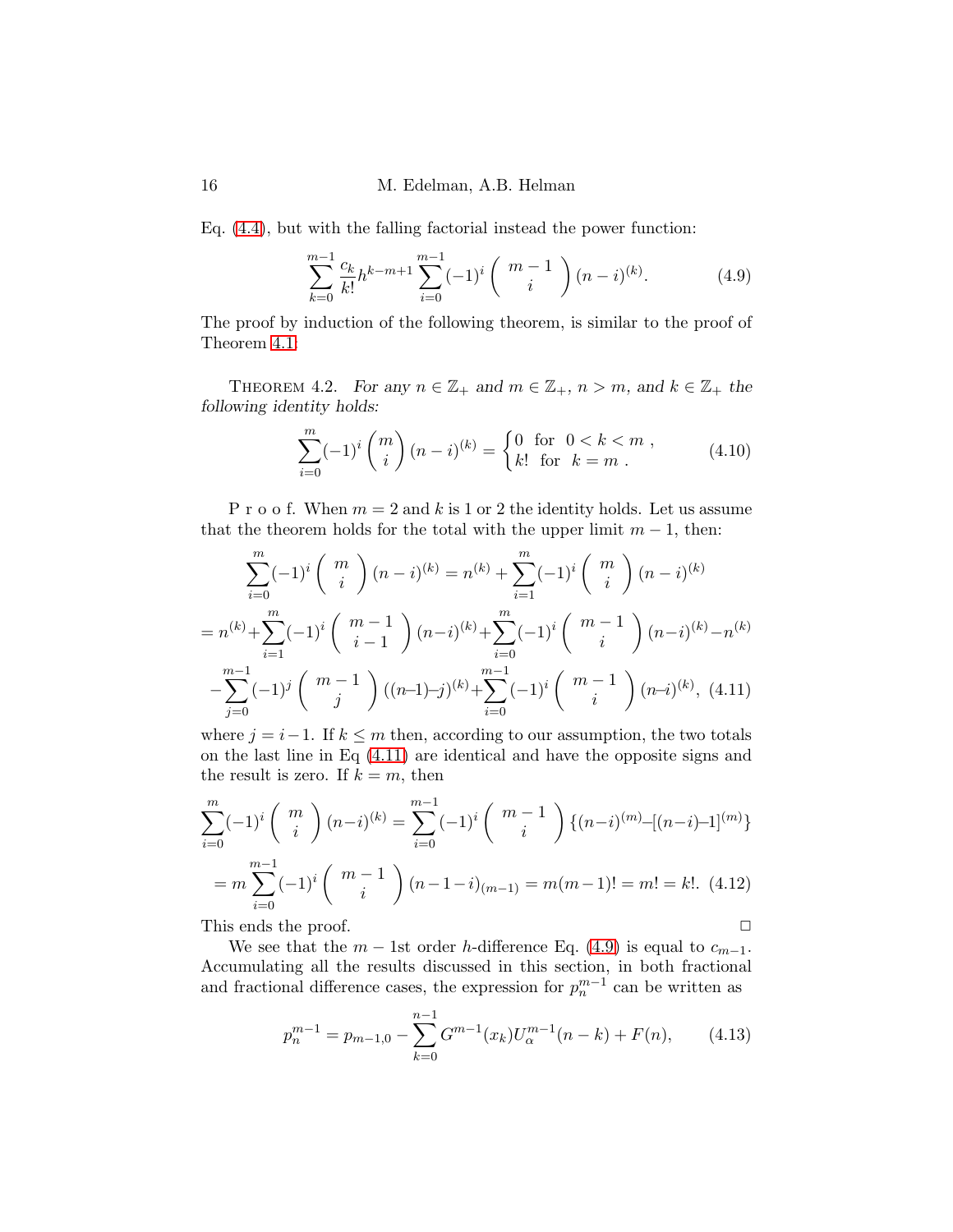Eq. (4.4), but with the falling factorial instead the power function:

$$\sum_{k=0}^{m-1} \frac{c_k}{k!} h^{k-m+1} \sum_{i=0}^{m-1} (-1)^i \left( \begin{array}{c} m-1 \\ i \end{array} \right) (n-i)^{(k)}. \tag{4.9}$$

The proof by induction of the following theorem, is similar to the proof of Theorem 4.1.

Theorem 4.2. *For any $n \in \mathbb{Z}_+$ and $m \in \mathbb{Z}_+$, $n > m$, and $k \in \mathbb{Z}_+$ the following identity holds:*

$$\sum_{i=0}^{m} (-1)^i \binom{m}{i} (n-i)^{(k)} = \begin{cases} 0 & \text{for} \;\; 0 < k < m \;, \\ k! & \text{for} \;\; k = m \;. \end{cases} \tag{4.10}$$

P r o o f. When $m = 2$ and $k$ is 1 or 2 the identity holds. Let us assume that the theorem holds for the total with the upper limit $m-1$, then:

$$\sum_{i=0}^{m} (-1)^i \left( \begin{array}{c} m \\ i \end{array} \right) (n-i)^{(k)} = n^{(k)} + \sum_{i=1}^{m} (-1)^i \left( \begin{array}{c} m \\ i \end{array} \right) (n-i)^{(k)}$$

$$= n^{(k)} + \sum_{i=1}^{m} (-1)^i \left( \begin{array}{c} m-1 \\ i-1 \end{array} \right) (n-i)^{(k)} + \sum_{i=0}^{m} (-1)^i \left( \begin{array}{c} m-1 \\ i \end{array} \right) (n-i)^{(k)} - n^{(k)}$$

$$- \sum_{j=0}^{m-1} (-1)^j \left( \begin{array}{c} m-1 \\ j \end{array} \right) ((n-1)-j)^{(k)} + \sum_{i=0}^{m-1} (-1)^i \left( \begin{array}{c} m-1 \\ i \end{array} \right) (n-i)^{(k)}, \tag{4.11}$$

where $j = i-1$. If $k \leq m$ then, according to our assumption, the two totals on the last line in Eq (4.11) are identical and have the opposite signs and the result is zero. If $k = m$, then

$$\sum_{i=0}^{m} (-1)^i \left( \begin{array}{c} m \\ i \end{array} \right) (n-i)^{(k)} = \sum_{i=0}^{m-1} (-1)^i \left( \begin{array}{c} m-1 \\ i \end{array} \right) \{(n-i)^{(m)} - [(n-i)-1]^{(m)}\}$$

$$= m \sum_{i=0}^{m-1} (-1)^i \left( \begin{array}{c} m-1 \\ i \end{array} \right) (n-1-i)_{(m-1)} = m(m-1)! = m! = k!. \tag{4.12}$$

This ends the proof. □

We see that the $m-1$st order $h$-difference Eq. (4.9) is equal to $c_{m-1}$. Accumulating all the results discussed in this section, in both fractional and fractional difference cases, the expression for $p_n^{m-1}$ can be written as

$$p_n^{m-1} = p_{m-1,0} - \sum_{k=0}^{n-1} G^{m-1}(x_k) U_\alpha^{m-1}(n-k) + F(n), \tag{4.13}$$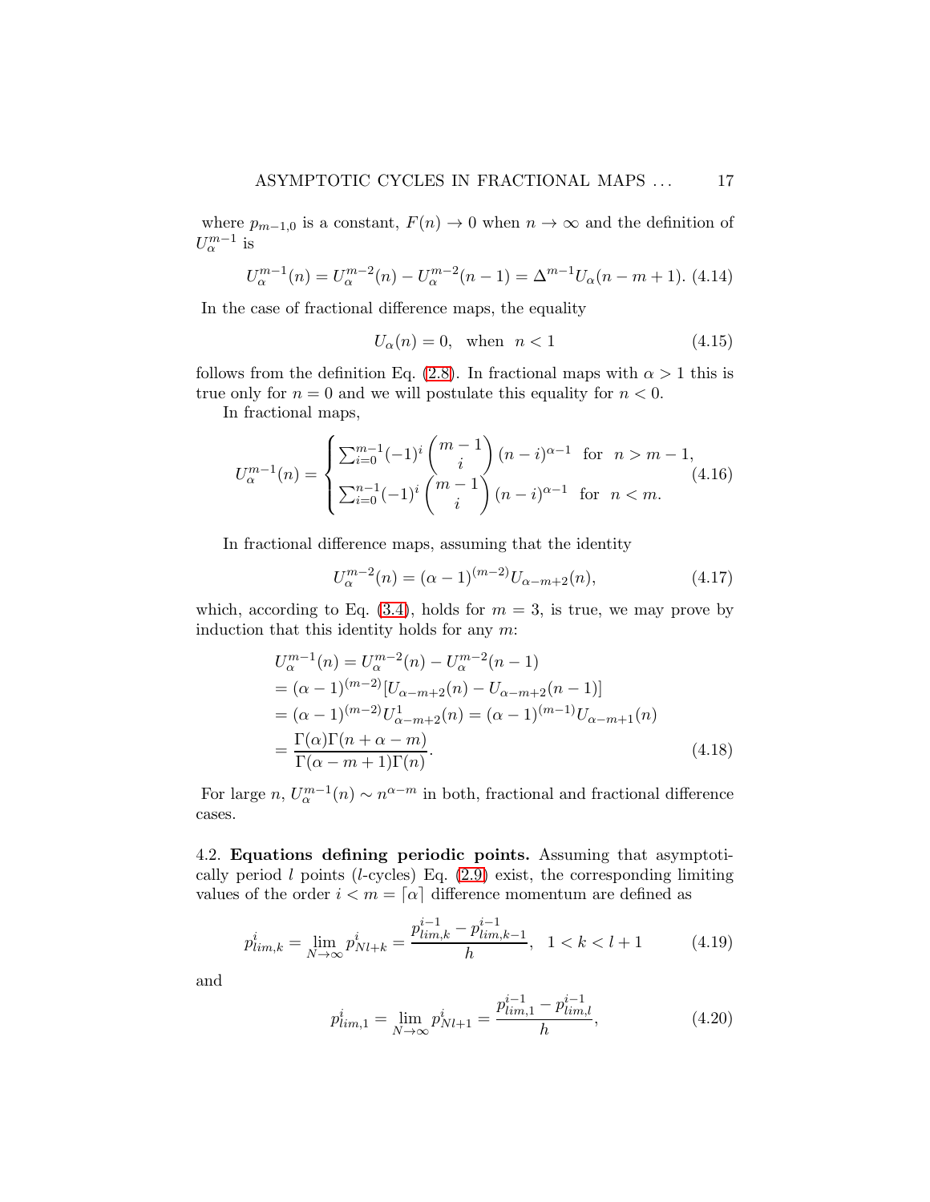where $p_{m-1,0}$ is a constant, $F(n) \to 0$ when $n \to \infty$ and the definition of $U_\alpha^{m-1}$ is

$$U_\alpha^{m-1}(n) = U_\alpha^{m-2}(n) - U_\alpha^{m-2}(n-1) = \Delta^{m-1} U_\alpha(n-m+1). \quad (4.14)$$

In the case of fractional difference maps, the equality

$$U_\alpha(n) = 0, \quad \text{when} \quad n < 1 \quad (4.15)$$

follows from the definition Eq. (2.8). In fractional maps with $\alpha > 1$ this is true only for $n = 0$ and we will postulate this equality for $n < 0$.

In fractional maps,

$$U_\alpha^{m-1}(n) = \begin{cases} \sum_{i=0}^{m-1} (-1)^i \binom{m-1}{i} (n-i)^{\alpha-1} & \text{for} \quad n > m-1, \\ \sum_{i=0}^{n-1} (-1)^i \binom{m-1}{i} (n-i)^{\alpha-1} & \text{for} \quad n < m. \end{cases} \quad (4.16)$$

In fractional difference maps, assuming that the identity

$$U_\alpha^{m-2}(n) = (\alpha-1)^{(m-2)} U_{\alpha-m+2}(n), \quad (4.17)$$

which, according to Eq. (3.4), holds for $m = 3$, is true, we may prove by induction that this identity holds for any $m$:

$$\begin{aligned} &U_\alpha^{m-1}(n) = U_\alpha^{m-2}(n) - U_\alpha^{m-2}(n-1) \\ &= (\alpha-1)^{(m-2)} [U_{\alpha-m+2}(n) - U_{\alpha-m+2}(n-1)] \\ &= (\alpha-1)^{(m-2)} U^1_{\alpha-m+2}(n) = (\alpha-1)^{(m-1)} U_{\alpha-m+1}(n) \\ &= \frac{\Gamma(\alpha)\Gamma(n+\alpha-m)}{\Gamma(\alpha-m+1)\Gamma(n)}. \end{aligned} \quad (4.18)$$

For large $n$, $U_\alpha^{m-1}(n) \sim n^{\alpha-m}$ in both, fractional and fractional difference cases.

4.2. **Equations defining periodic points.** Assuming that asymptotically period $l$ points ($l$-cycles) Eq. (2.9) exist, the corresponding limiting values of the order $i < m = \lceil \alpha \rceil$ difference momentum are defined as

$$p^i_{lim,k} = \lim_{N \to \infty} p^i_{Nl+k} = \frac{p^{i-1}_{lim,k} - p^{i-1}_{lim,k-1}}{h}, \quad 1 < k < l+1 \quad (4.19)$$

and

$$p^i_{lim,1} = \lim_{N \to \infty} p^i_{Nl+1} = \frac{p^{i-1}_{lim,1} - p^{i-1}_{lim,l}}{h}, \quad (4.20)$$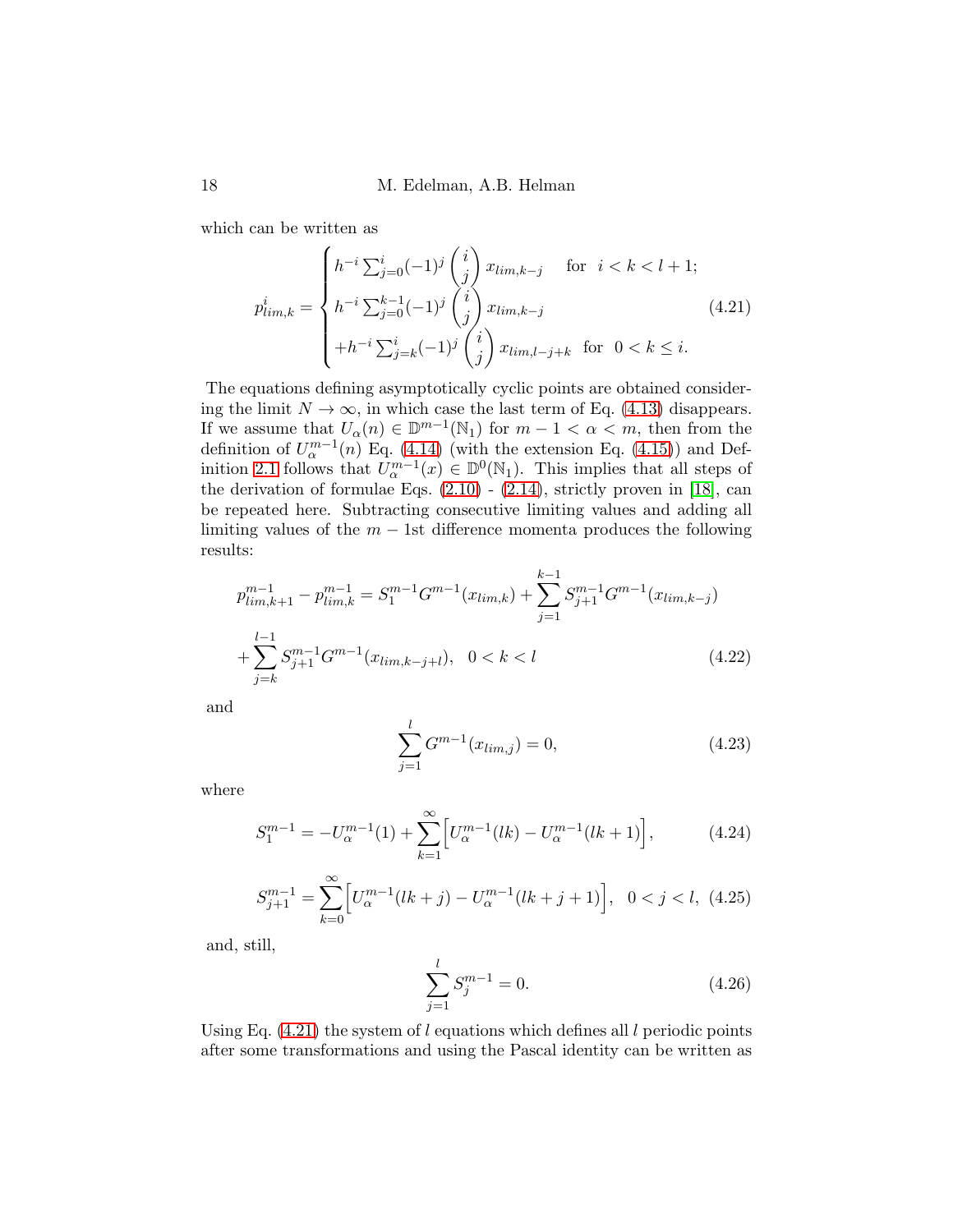which can be written as

$$
p^i_{lim,k} = \begin{cases} h^{-i}\sum_{j=0}^{i}(-1)^j \begin{pmatrix} i \\ j \end{pmatrix} x_{lim,k-j} & \text{for} \ \ i < k < l+1; \\ h^{-i}\sum_{j=0}^{k-1}(-1)^j \begin{pmatrix} i \\ j \end{pmatrix} x_{lim,k-j} & \\ +h^{-i}\sum_{j=k}^{i}(-1)^j \begin{pmatrix} i \\ j \end{pmatrix} x_{lim,l-j+k} & \text{for} \ \ 0 < k \leq i. \end{cases} \tag{4.21}
$$

The equations defining asymptotically cyclic points are obtained considering the limit $N \rightarrow \infty$, in which case the last term of Eq. (4.13) disappears. If we assume that $U_\alpha(n) \in \mathbb{D}^{m-1}(\mathbb{N}_1)$ for $m-1 < \alpha < m$, then from the definition of $U^{m-1}_\alpha(n)$ Eq. (4.14) (with the extension Eq. (4.15)) and Definition 2.1 follows that $U^{m-1}_\alpha(x) \in \mathbb{D}^0(\mathbb{N}_1)$. This implies that all steps of the derivation of formulae Eqs. (2.10) - (2.14), strictly proven in [18], can be repeated here. Subtracting consecutive limiting values and adding all limiting values of the $m-1$st difference momenta produces the following results:

$$
p^{m-1}_{lim,k+1} - p^{m-1}_{lim,k} = S^{m-1}_1 G^{m-1}(x_{lim,k}) + \sum_{j=1}^{k-1} S^{m-1}_{j+1} G^{m-1}(x_{lim,k-j})
$$

$$
+ \sum_{j=k}^{l-1} S^{m-1}_{j+1} G^{m-1}(x_{lim,k-j+l}), \quad 0 < k < l \tag{4.22}
$$

and

$$
\sum_{j=1}^{l} G^{m-1}(x_{lim,j}) = 0, \tag{4.23}
$$

where

$$
S^{m-1}_1 = -U^{m-1}_\alpha(1) + \sum_{k=1}^{\infty}\Big[U^{m-1}_\alpha(lk) - U^{m-1}_\alpha(lk+1)\Big], \tag{4.24}
$$

$$
S^{m-1}_{j+1} = \sum_{k=0}^{\infty}\Big[U^{m-1}_\alpha(lk+j) - U^{m-1}_\alpha(lk+j+1)\Big], \quad 0 < j < l, \tag{4.25}
$$

and, still,

$$
\sum_{j=1}^{l} S^{m-1}_j = 0. \tag{4.26}
$$

Using Eq. (4.21) the system of $l$ equations which defines all $l$ periodic points after some transformations and using the Pascal identity can be written as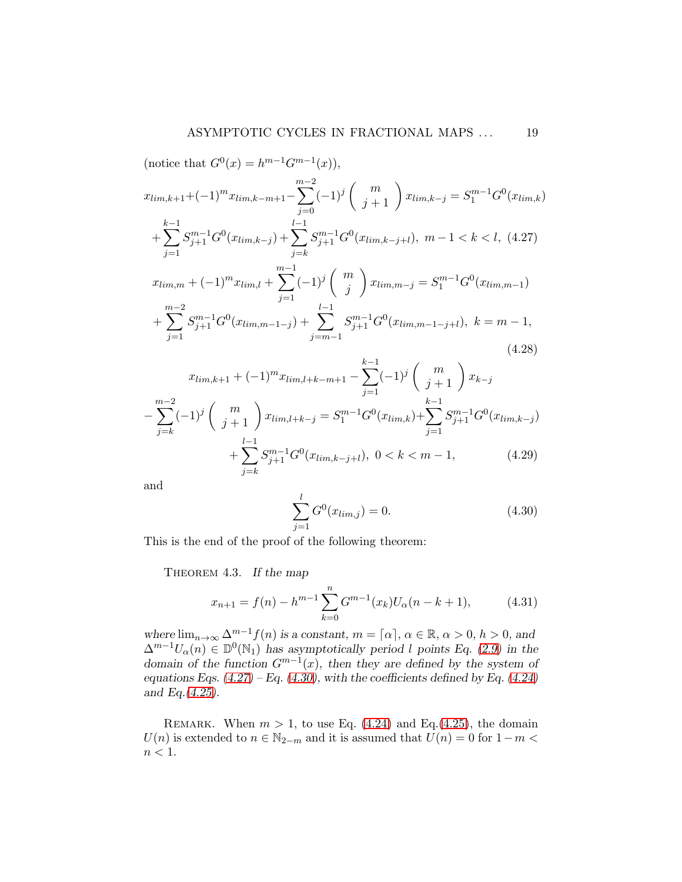(notice that $G^0(x) = h^{m-1}G^{m-1}(x)$),

$$x_{lim,k+1}+(-1)^m x_{lim,k-m+1}-\sum_{j=0}^{m-2}(-1)^j \left( \begin{array}{c} m \\ j+1 \end{array} \right) x_{lim,k-j} = S_1^{m-1}G^0(x_{lim,k})$$
$$+\sum_{j=1}^{k-1} S_{j+1}^{m-1}G^0(x_{lim,k-j})+\sum_{j=k}^{l-1} S_{j+1}^{m-1}G^0(x_{lim,k-j+l}),\ m-1<k<l, \quad (4.27)$$

$$x_{lim,m} + (-1)^m x_{lim,l} + \sum_{j=1}^{m-1}(-1)^j \left( \begin{array}{c} m \\ j \end{array} \right) x_{lim,m-j} = S_1^{m-1}G^0(x_{lim,m-1})$$
$$+\sum_{j=1}^{m-2} S_{j+1}^{m-1}G^0(x_{lim,m-1-j}) + \sum_{j=m-1}^{l-1} S_{j+1}^{m-1}G^0(x_{lim,m-1-j+l}),\ k=m-1, \quad (4.28)$$

$$x_{lim,k+1} + (-1)^m x_{lim,l+k-m+1} - \sum_{j=1}^{k-1}(-1)^j \left( \begin{array}{c} m \\ j+1 \end{array} \right) x_{k-j}$$
$$-\sum_{j=k}^{m-2}(-1)^j \left( \begin{array}{c} m \\ j+1 \end{array} \right) x_{lim,l+k-j} = S_1^{m-1}G^0(x_{lim,k})+\sum_{j=1}^{k-1} S_{j+1}^{m-1}G^0(x_{lim,k-j})$$
$$+\sum_{j=k}^{l-1} S_{j+1}^{m-1}G^0(x_{lim,k-j+l}),\ 0<k<m-1, \quad (4.29)$$

and

$$\sum_{j=1}^{l} G^0(x_{lim,j}) = 0. \quad (4.30)$$

This is the end of the proof of the following theorem:

THEOREM 4.3. *If the map*

$$x_{n+1} = f(n) - h^{m-1}\sum_{k=0}^{n} G^{m-1}(x_k)U_\alpha(n-k+1), \quad (4.31)$$

*where* $\lim_{n\to\infty}\Delta^{m-1}f(n)$ *is a constant,* $m = \lceil\alpha\rceil$, $\alpha\in\mathbb{R}$, $\alpha>0$, $h>0$, *and* $\Delta^{m-1}U_\alpha(n)\in\mathbb{D}^0(\mathbb{N}_1)$ *has asymptotically period* $l$ *points Eq. (2.9) in the domain of the function* $G^{m-1}(x)$, *then they are defined by the system of equations Eqs. (4.27) – Eq. (4.30), with the coefficients defined by Eq. (4.24) and Eq.(4.25).*

REMARK. When $m>1$, to use Eq. (4.24) and Eq.(4.25), the domain $U(n)$ is extended to $n\in\mathbb{N}_{2-m}$ and it is assumed that $U(n)=0$ for $1-m<n<1$.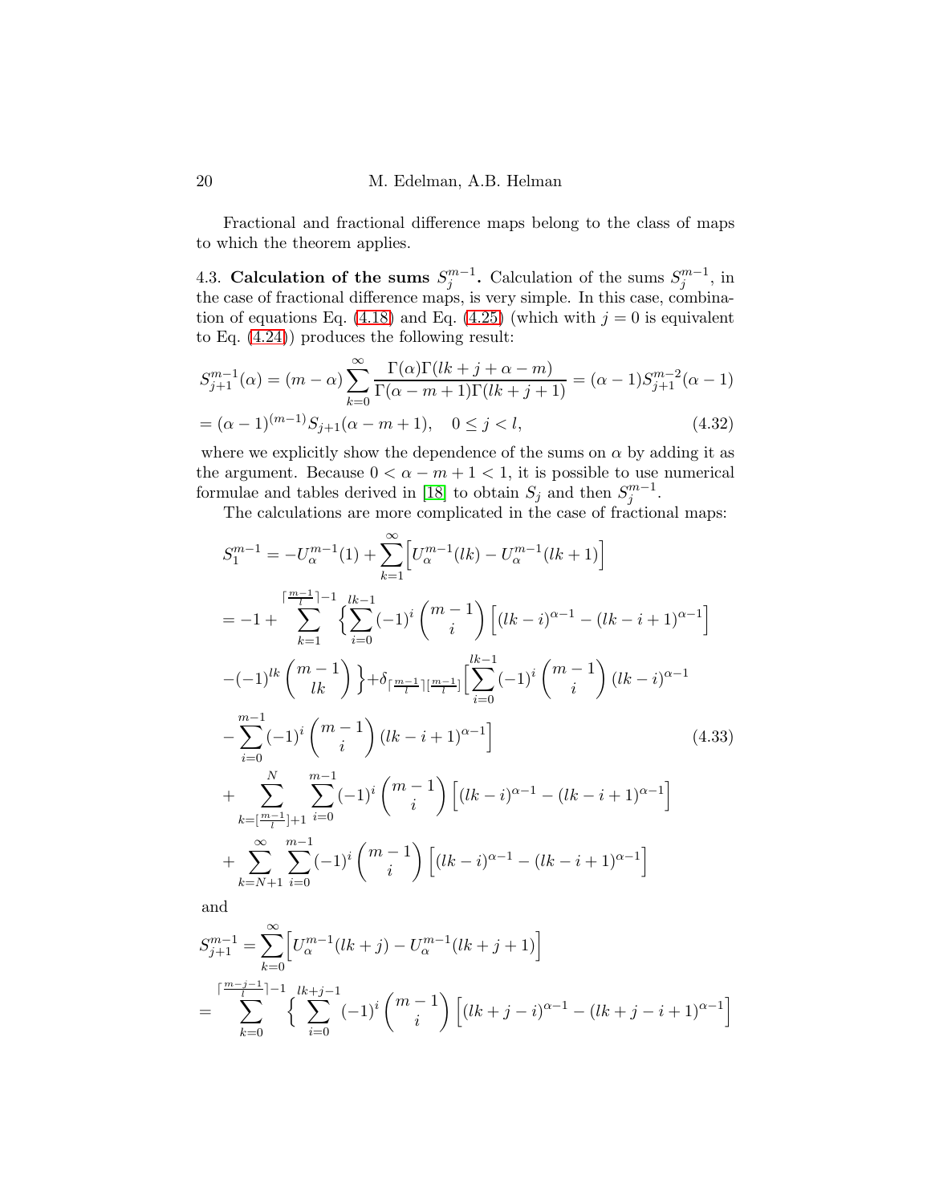Fractional and fractional difference maps belong to the class of maps to which the theorem applies.

4.3. **Calculation of the sums $S^{m-1}_j$.** Calculation of the sums $S^{m-1}_j$, in the case of fractional difference maps, is very simple. In this case, combination of equations Eq. (4.18) and Eq. (4.25) (which with $j=0$ is equivalent to Eq. (4.24)) produces the following result:

$$
\begin{aligned}
S^{m-1}_{j+1}(\alpha) &= (m-\alpha)\sum_{k=0}^{\infty}\frac{\Gamma(\alpha)\Gamma(lk+j+\alpha-m)}{\Gamma(\alpha-m+1)\Gamma(lk+j+1)} = (\alpha-1)S^{m-2}_{j+1}(\alpha-1) \\
&= (\alpha-1)^{(m-1)}S_{j+1}(\alpha-m+1), \quad 0\le j<l, \qquad (4.32)
\end{aligned}
$$

where we explicitly show the dependence of the sums on $\alpha$ by adding it as the argument. Because $0<\alpha-m+1<1$, it is possible to use numerical formulae and tables derived in [18] to obtain $S_j$ and then $S^{m-1}_j$.

The calculations are more complicated in the case of fractional maps:

$$
\begin{aligned}
S^{m-1}_1 &= -U^{m-1}_\alpha(1) + \sum_{k=1}^{\infty}\Big[U^{m-1}_\alpha(lk) - U^{m-1}_\alpha(lk+1)\Big] \\
&= -1 + \sum_{k=1}^{\lceil\frac{m-1}{l}\rceil-1}\Big\{\sum_{i=0}^{lk-1}(-1)^i\binom{m-1}{i}\Big[(lk-i)^{\alpha-1}-(lk-i+1)^{\alpha-1}\Big] \\
&\quad -(-1)^{lk}\binom{m-1}{lk}\Big\} + \delta_{\lceil\frac{m-1}{l}\rceil[\frac{m-1}{l}]}\Big[\sum_{i=0}^{lk-1}(-1)^i\binom{m-1}{i}(lk-i)^{\alpha-1} \\
&\quad -\sum_{i=0}^{m-1}(-1)^i\binom{m-1}{i}(lk-i+1)^{\alpha-1}\Big] \qquad (4.33)\\
&\quad +\sum_{k=[\frac{m-1}{l}]+1}^{N}\sum_{i=0}^{m-1}(-1)^i\binom{m-1}{i}\Big[(lk-i)^{\alpha-1}-(lk-i+1)^{\alpha-1}\Big] \\
&\quad +\sum_{k=N+1}^{\infty}\sum_{i=0}^{m-1}(-1)^i\binom{m-1}{i}\Big[(lk-i)^{\alpha-1}-(lk-i+1)^{\alpha-1}\Big]
\end{aligned}
$$

and

$$
\begin{aligned}
S^{m-1}_{j+1} &= \sum_{k=0}^{\infty}\Big[U^{m-1}_\alpha(lk+j) - U^{m-1}_\alpha(lk+j+1)\Big] \\
&= \sum_{k=0}^{\lceil\frac{m-j-1}{l}\rceil-1}\Big\{\sum_{i=0}^{lk+j-1}(-1)^i\binom{m-1}{i}\Big[(lk+j-i)^{\alpha-1}-(lk+j-i+1)^{\alpha-1}\Big]
\end{aligned}
$$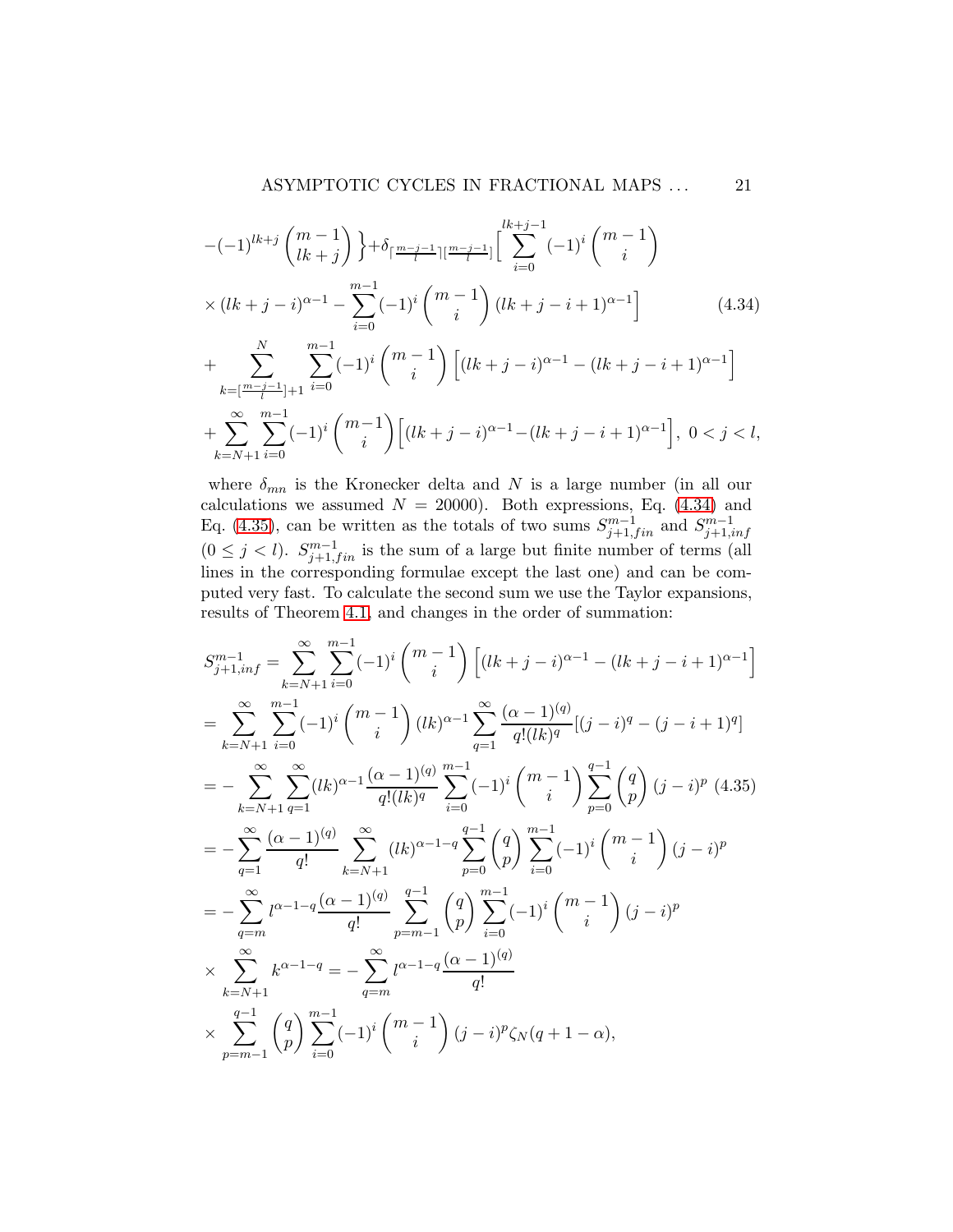$$
-(-1)^{lk+j}\binom{m-1}{lk+j}\Big\}+\delta_{\lceil\frac{m-j-1}{l}\rceil[\frac{m-j-1}{l}]}\Big[\sum_{i=0}^{lk+j-1}(-1)^i\binom{m-1}{i}
$$

$$
\times(lk+j-i)^{\alpha-1}-\sum_{i=0}^{m-1}(-1)^i\binom{m-1}{i}(lk+j-i+1)^{\alpha-1}\Big] \qquad (4.34)
$$

$$
+\sum_{k=[\frac{m-j-1}{l}]+1}^{N}\sum_{i=0}^{m-1}(-1)^i\binom{m-1}{i}\Big[(lk+j-i)^{\alpha-1}-(lk+j-i+1)^{\alpha-1}\Big]
$$

$$
+\sum_{k=N+1}^{\infty}\sum_{i=0}^{m-1}(-1)^i\binom{m-1}{i}\Big[(lk+j-i)^{\alpha-1}-(lk+j-i+1)^{\alpha-1}\Big],\ 0<j<l,
$$

where $\delta_{mn}$ is the Kronecker delta and $N$ is a large number (in all our calculations we assumed $N=20000$). Both expressions, Eq. (4.34) and Eq. (4.35), can be written as the totals of two sums $S^{m-1}_{j+1,fin}$ and $S^{m-1}_{j+1,inf}$ $(0\le j<l)$. $S^{m-1}_{j+1,fin}$ is the sum of a large but finite number of terms (all lines in the corresponding formulae except the last one) and can be computed very fast. To calculate the second sum we use the Taylor expansions, results of Theorem 4.1, and changes in the order of summation:

$$
S^{m-1}_{j+1,inf}=\sum_{k=N+1}^{\infty}\sum_{i=0}^{m-1}(-1)^i\binom{m-1}{i}\Big[(lk+j-i)^{\alpha-1}-(lk+j-i+1)^{\alpha-1}\Big]
$$

$$
=\sum_{k=N+1}^{\infty}\sum_{i=0}^{m-1}(-1)^i\binom{m-1}{i}(lk)^{\alpha-1}\sum_{q=1}^{\infty}\frac{(\alpha-1)^{(q)}}{q!(lk)^q}[(j-i)^q-(j-i+1)^q]
$$

$$
=-\sum_{k=N+1}^{\infty}\sum_{q=1}^{\infty}(lk)^{\alpha-1}\frac{(\alpha-1)^{(q)}}{q!(lk)^q}\sum_{i=0}^{m-1}(-1)^i\binom{m-1}{i}\sum_{p=0}^{q-1}\binom{q}{p}(j-i)^p \qquad (4.35)
$$

$$
=-\sum_{q=1}^{\infty}\frac{(\alpha-1)^{(q)}}{q!}\sum_{k=N+1}^{\infty}(lk)^{\alpha-1-q}\sum_{p=0}^{q-1}\binom{q}{p}\sum_{i=0}^{m-1}(-1)^i\binom{m-1}{i}(j-i)^p
$$

$$
=-\sum_{q=m}^{\infty}l^{\alpha-1-q}\frac{(\alpha-1)^{(q)}}{q!}\sum_{p=m-1}^{q-1}\binom{q}{p}\sum_{i=0}^{m-1}(-1)^i\binom{m-1}{i}(j-i)^p
$$

$$
\times\sum_{k=N+1}^{\infty}k^{\alpha-1-q}=-\sum_{q=m}^{\infty}l^{\alpha-1-q}\frac{(\alpha-1)^{(q)}}{q!}
$$

$$
\times\sum_{p=m-1}^{q-1}\binom{q}{p}\sum_{i=0}^{m-1}(-1)^i\binom{m-1}{i}(j-i)^p\zeta_N(q+1-\alpha),
$$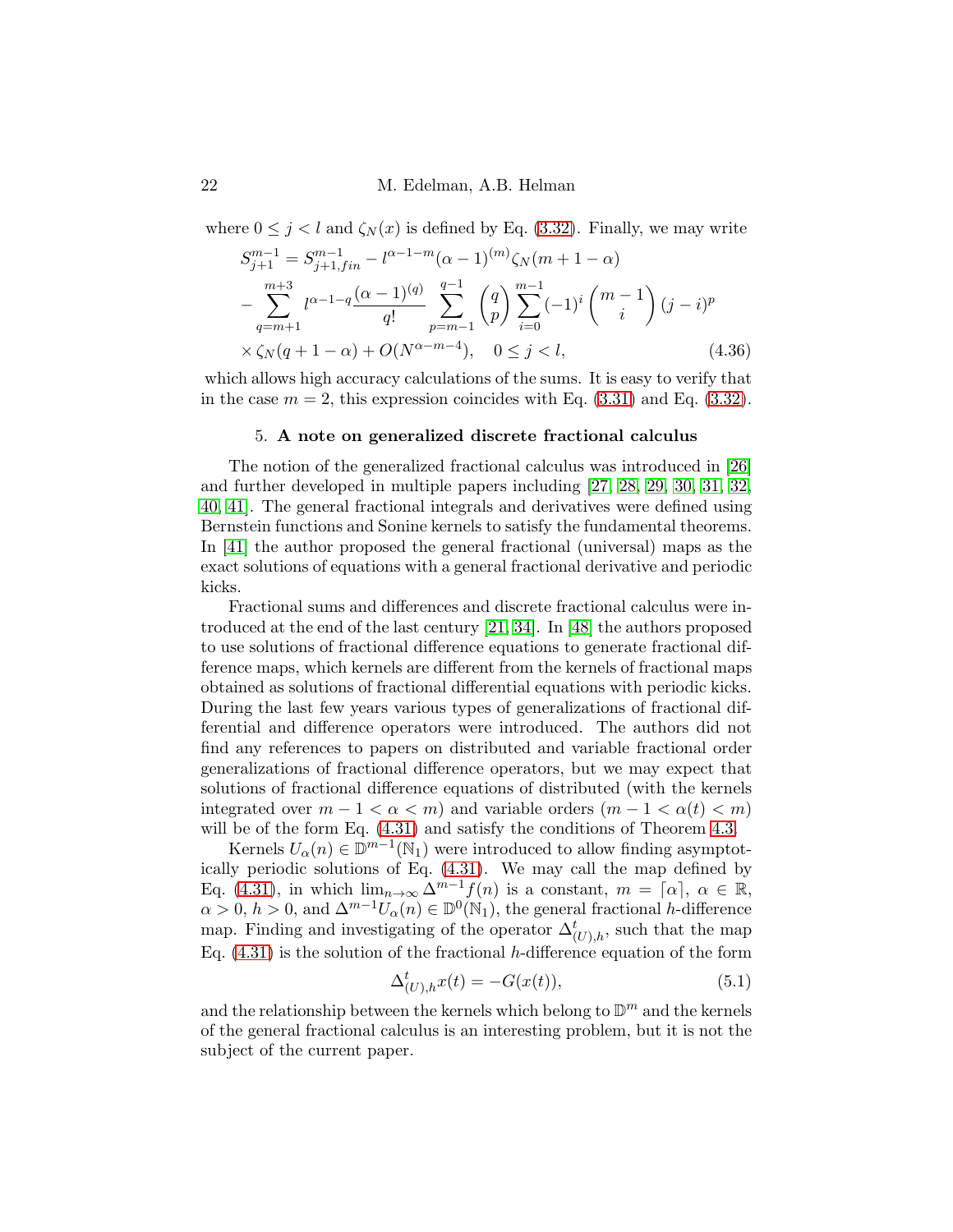where $0 \leq j < l$ and $\zeta_N(x)$ is defined by Eq. (3.32). Finally, we may write

$$
\begin{aligned}
S^{m-1}_{j+1} &= S^{m-1}_{j+1,fin} - l^{\alpha-1-m}(\alpha-1)^{(m)}\zeta_N(m+1-\alpha) \\
&- \sum_{q=m+1}^{m+3} l^{\alpha-1-q}\frac{(\alpha-1)^{(q)}}{q!}\sum_{p=m-1}^{q-1}\binom{q}{p}\sum_{i=0}^{m-1}(-1)^i\binom{m-1}{i}(j-i)^p \\
&\times \zeta_N(q+1-\alpha) + O(N^{\alpha-m-4}), \quad 0 \leq j < l,
\end{aligned}
\tag{4.36}
$$

which allows high accuracy calculations of the sums. It is easy to verify that in the case $m = 2$, this expression coincides with Eq. (3.31) and Eq. (3.32).

## 5. A note on generalized discrete fractional calculus

The notion of the generalized fractional calculus was introduced in [26] and further developed in multiple papers including [27, 28, 29, 30, 31, 32, 40, 41]. The general fractional integrals and derivatives were defined using Bernstein functions and Sonine kernels to satisfy the fundamental theorems. In [41] the author proposed the general fractional (universal) maps as the exact solutions of equations with a general fractional derivative and periodic kicks.

Fractional sums and differences and discrete fractional calculus were introduced at the end of the last century [21, 34]. In [48] the authors proposed to use solutions of fractional difference equations to generate fractional difference maps, which kernels are different from the kernels of fractional maps obtained as solutions of fractional differential equations with periodic kicks. During the last few years various types of generalizations of fractional differential and difference operators were introduced. The authors did not find any references to papers on distributed and variable fractional order generalizations of fractional difference operators, but we may expect that solutions of fractional difference equations of distributed (with the kernels integrated over $m-1 < \alpha < m$) and variable orders ($m-1 < \alpha(t) < m$) will be of the form Eq. (4.31) and satisfy the conditions of Theorem 4.3.

Kernels $U_\alpha(n) \in \mathbb{D}^{m-1}(\mathbb{N}_1)$ were introduced to allow finding asymptotically periodic solutions of Eq. (4.31). We may call the map defined by Eq. (4.31), in which $\lim_{n\to\infty}\Delta^{m-1}f(n)$ is a constant, $m = \lceil\alpha\rceil$, $\alpha \in \mathbb{R}$, $\alpha > 0$, $h > 0$, and $\Delta^{m-1}U_\alpha(n) \in \mathbb{D}^0(\mathbb{N}_1)$, the general fractional $h$-difference map. Finding and investigating of the operator $\Delta^t_{(U),h}$, such that the map Eq. (4.31) is the solution of the fractional $h$-difference equation of the form

$$
\Delta^t_{(U),h}x(t) = -G(x(t)), \tag{5.1}
$$

and the relationship between the kernels which belong to $\mathbb{D}^m$ and the kernels of the general fractional calculus is an interesting problem, but it is not the subject of the current paper.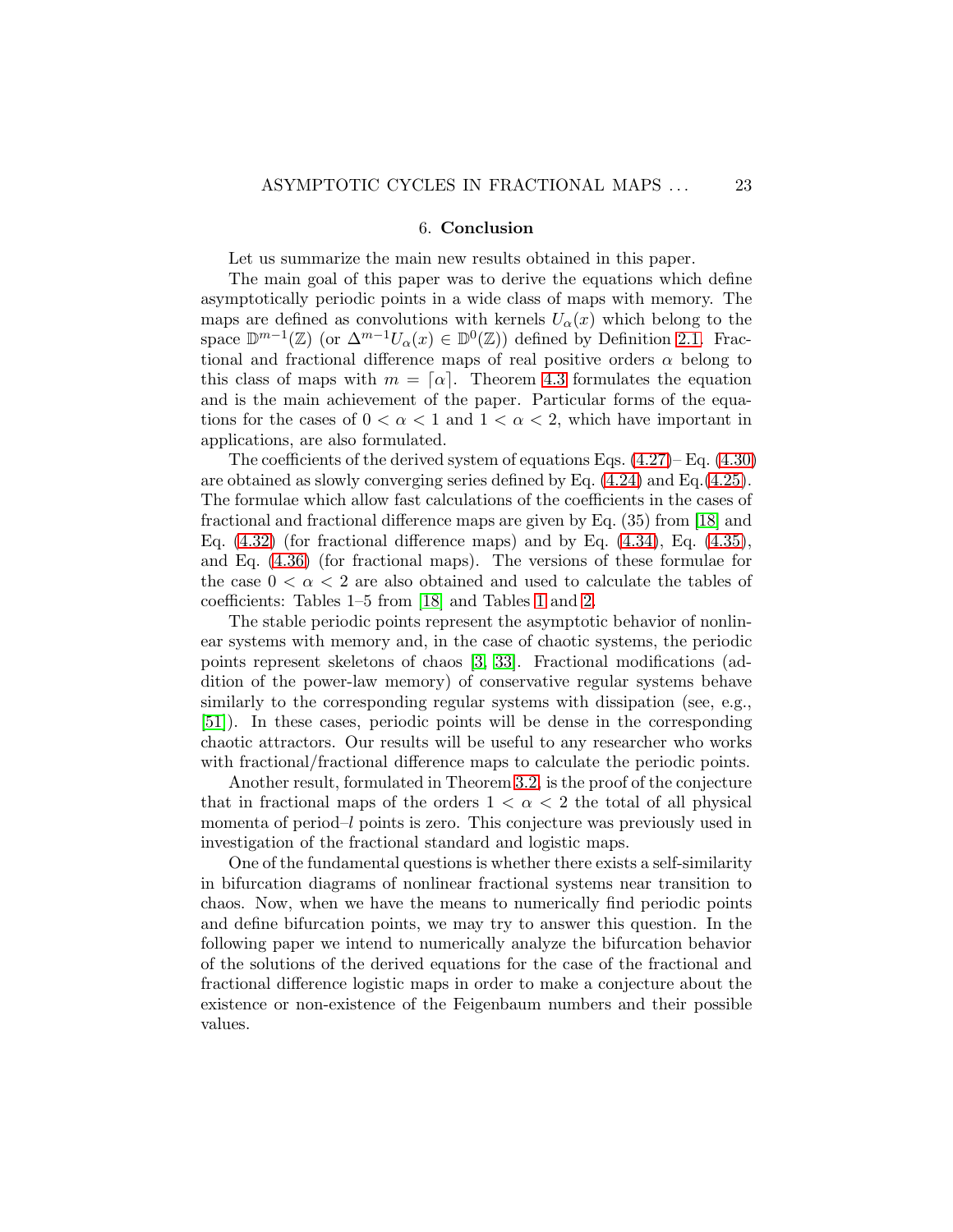## 6. **Conclusion**

Let us summarize the main new results obtained in this paper.

The main goal of this paper was to derive the equations which define asymptotically periodic points in a wide class of maps with memory. The maps are defined as convolutions with kernels $U_\alpha(x)$ which belong to the space $\mathbb{D}^{m-1}(\mathbb{Z})$ (or $\Delta^{m-1}U_\alpha(x) \in \mathbb{D}^0(\mathbb{Z})$) defined by Definition 2.1. Fractional and fractional difference maps of real positive orders $\alpha$ belong to this class of maps with $m = \lceil \alpha \rceil$. Theorem 4.3 formulates the equation and is the main achievement of the paper. Particular forms of the equations for the cases of $0 < \alpha < 1$ and $1 < \alpha < 2$, which have important in applications, are also formulated.

The coefficients of the derived system of equations Eqs. (4.27)– Eq. (4.30) are obtained as slowly converging series defined by Eq. (4.24) and Eq.(4.25). The formulae which allow fast calculations of the coefficients in the cases of fractional and fractional difference maps are given by Eq. (35) from [18] and Eq. (4.32) (for fractional difference maps) and by Eq. (4.34), Eq. (4.35), and Eq. (4.36) (for fractional maps). The versions of these formulae for the case $0 < \alpha < 2$ are also obtained and used to calculate the tables of coefficients: Tables 1–5 from [18] and Tables 1 and 2.

The stable periodic points represent the asymptotic behavior of nonlinear systems with memory and, in the case of chaotic systems, the periodic points represent skeletons of chaos [3, 33]. Fractional modifications (addition of the power-law memory) of conservative regular systems behave similarly to the corresponding regular systems with dissipation (see, e.g., [51]). In these cases, periodic points will be dense in the corresponding chaotic attractors. Our results will be useful to any researcher who works with fractional/fractional difference maps to calculate the periodic points.

Another result, formulated in Theorem 3.2, is the proof of the conjecture that in fractional maps of the orders $1 < \alpha < 2$ the total of all physical momenta of period–$l$ points is zero. This conjecture was previously used in investigation of the fractional standard and logistic maps.

One of the fundamental questions is whether there exists a self-similarity in bifurcation diagrams of nonlinear fractional systems near transition to chaos. Now, when we have the means to numerically find periodic points and define bifurcation points, we may try to answer this question. In the following paper we intend to numerically analyze the bifurcation behavior of the solutions of the derived equations for the case of the fractional and fractional difference logistic maps in order to make a conjecture about the existence or non-existence of the Feigenbaum numbers and their possible values.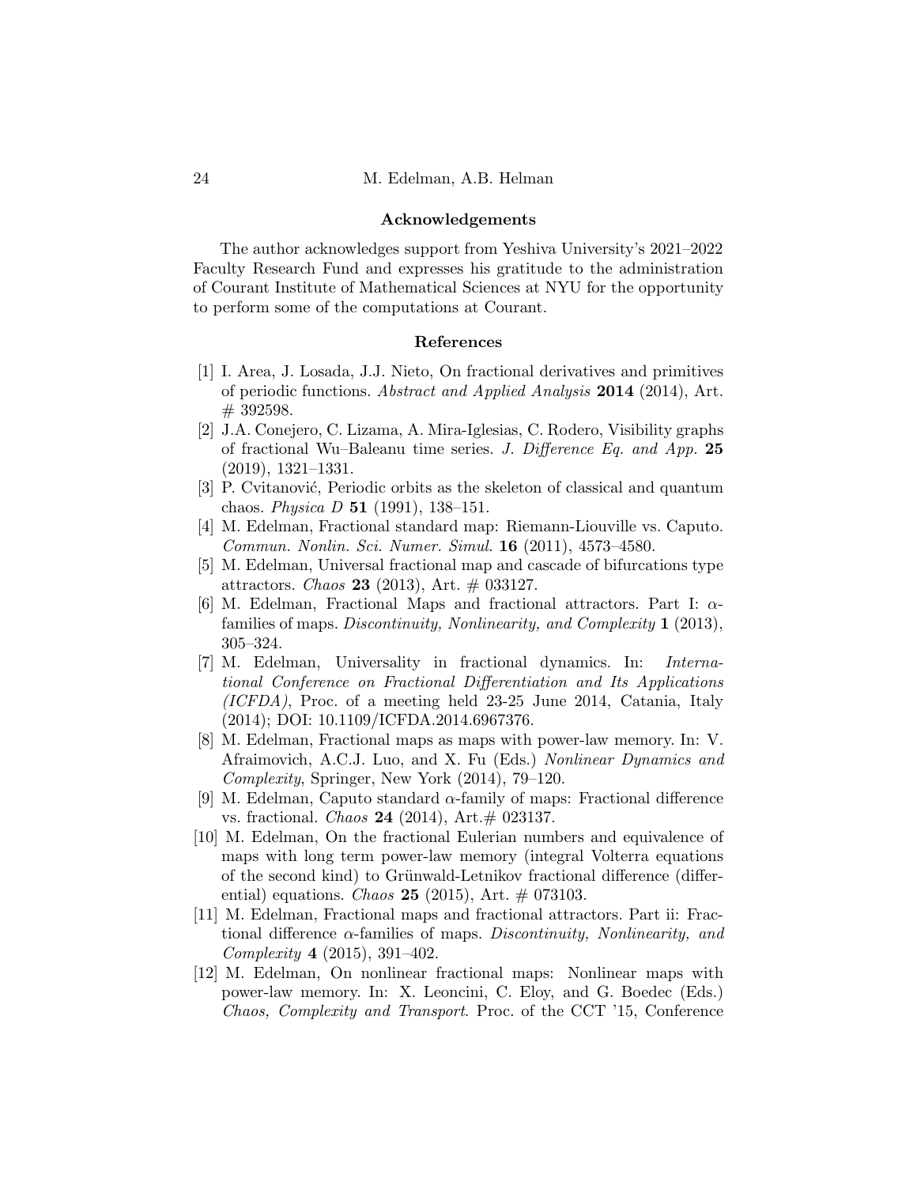## Acknowledgements

The author acknowledges support from Yeshiva University's 2021–2022 Faculty Research Fund and expresses his gratitude to the administration of Courant Institute of Mathematical Sciences at NYU for the opportunity to perform some of the computations at Courant.

## References

[1] I. Area, J. Losada, J.J. Nieto, On fractional derivatives and primitives of periodic functions. *Abstract and Applied Analysis* **2014** (2014), Art. # 392598.

[2] J.A. Conejero, C. Lizama, A. Mira-Iglesias, C. Rodero, Visibility graphs of fractional Wu–Baleanu time series. *J. Difference Eq. and App.* **25** (2019), 1321–1331.

[3] P. Cvitanović, Periodic orbits as the skeleton of classical and quantum chaos. *Physica D* **51** (1991), 138–151.

[4] M. Edelman, Fractional standard map: Riemann-Liouville vs. Caputo. *Commun. Nonlin. Sci. Numer. Simul.* **16** (2011), 4573–4580.

[5] M. Edelman, Universal fractional map and cascade of bifurcations type attractors. *Chaos* **23** (2013), Art. # 033127.

[6] M. Edelman, Fractional Maps and fractional attractors. Part I: $\alpha$-families of maps. *Discontinuity, Nonlinearity, and Complexity* **1** (2013), 305–324.

[7] M. Edelman, Universality in fractional dynamics. In: *International Conference on Fractional Differentiation and Its Applications (ICFDA)*, Proc. of a meeting held 23-25 June 2014, Catania, Italy (2014); DOI: 10.1109/ICFDA.2014.6967376.

[8] M. Edelman, Fractional maps as maps with power-law memory. In: V. Afraimovich, A.C.J. Luo, and X. Fu (Eds.) *Nonlinear Dynamics and Complexity*, Springer, New York (2014), 79–120.

[9] M. Edelman, Caputo standard $\alpha$-family of maps: Fractional difference vs. fractional. *Chaos* **24** (2014), Art.# 023137.

[10] M. Edelman, On the fractional Eulerian numbers and equivalence of maps with long term power-law memory (integral Volterra equations of the second kind) to Grünwald-Letnikov fractional difference (differential) equations. *Chaos* **25** (2015), Art. # 073103.

[11] M. Edelman, Fractional maps and fractional attractors. Part ii: Fractional difference $\alpha$-families of maps. *Discontinuity, Nonlinearity, and Complexity* **4** (2015), 391–402.

[12] M. Edelman, On nonlinear fractional maps: Nonlinear maps with power-law memory. In: X. Leoncini, C. Eloy, and G. Boedec (Eds.) *Chaos, Complexity and Transport*. Proc. of the CCT '15, Conference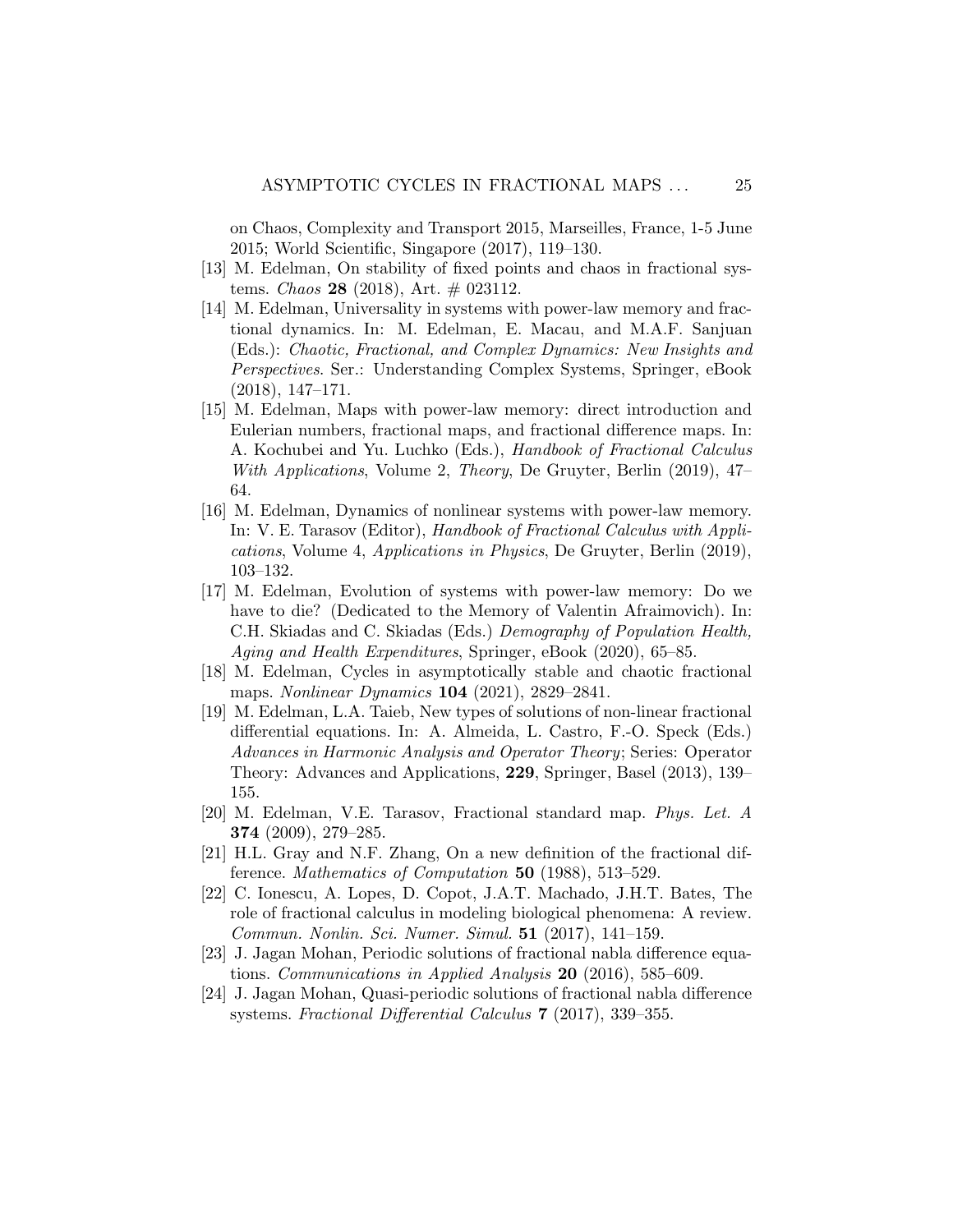on Chaos, Complexity and Transport 2015, Marseilles, France, 1-5 June 2015; World Scientific, Singapore (2017), 119–130.

[13] M. Edelman, On stability of fixed points and chaos in fractional systems. *Chaos* **28** (2018), Art. # 023112.

[14] M. Edelman, Universality in systems with power-law memory and fractional dynamics. In: M. Edelman, E. Macau, and M.A.F. Sanjuan (Eds.): *Chaotic, Fractional, and Complex Dynamics: New Insights and Perspectives.* Ser.: Understanding Complex Systems, Springer, eBook (2018), 147–171.

[15] M. Edelman, Maps with power-law memory: direct introduction and Eulerian numbers, fractional maps, and fractional difference maps. In: A. Kochubei and Yu. Luchko (Eds.), *Handbook of Fractional Calculus With Applications*, Volume 2, *Theory*, De Gruyter, Berlin (2019), 47–64.

[16] M. Edelman, Dynamics of nonlinear systems with power-law memory. In: V. E. Tarasov (Editor), *Handbook of Fractional Calculus with Applications*, Volume 4, *Applications in Physics*, De Gruyter, Berlin (2019), 103–132.

[17] M. Edelman, Evolution of systems with power-law memory: Do we have to die? (Dedicated to the Memory of Valentin Afraimovich). In: C.H. Skiadas and C. Skiadas (Eds.) *Demography of Population Health, Aging and Health Expenditures*, Springer, eBook (2020), 65–85.

[18] M. Edelman, Cycles in asymptotically stable and chaotic fractional maps. *Nonlinear Dynamics* **104** (2021), 2829–2841.

[19] M. Edelman, L.A. Taieb, New types of solutions of non-linear fractional differential equations. In: A. Almeida, L. Castro, F.-O. Speck (Eds.) *Advances in Harmonic Analysis and Operator Theory*; Series: Operator Theory: Advances and Applications, **229**, Springer, Basel (2013), 139–155.

[20] M. Edelman, V.E. Tarasov, Fractional standard map. *Phys. Let. A* **374** (2009), 279–285.

[21] H.L. Gray and N.F. Zhang, On a new definition of the fractional difference. *Mathematics of Computation* **50** (1988), 513–529.

[22] C. Ionescu, A. Lopes, D. Copot, J.A.T. Machado, J.H.T. Bates, The role of fractional calculus in modeling biological phenomena: A review. *Commun. Nonlin. Sci. Numer. Simul.* **51** (2017), 141–159.

[23] J. Jagan Mohan, Periodic solutions of fractional nabla difference equations. *Communications in Applied Analysis* **20** (2016), 585–609.

[24] J. Jagan Mohan, Quasi-periodic solutions of fractional nabla difference systems. *Fractional Differential Calculus* **7** (2017), 339–355.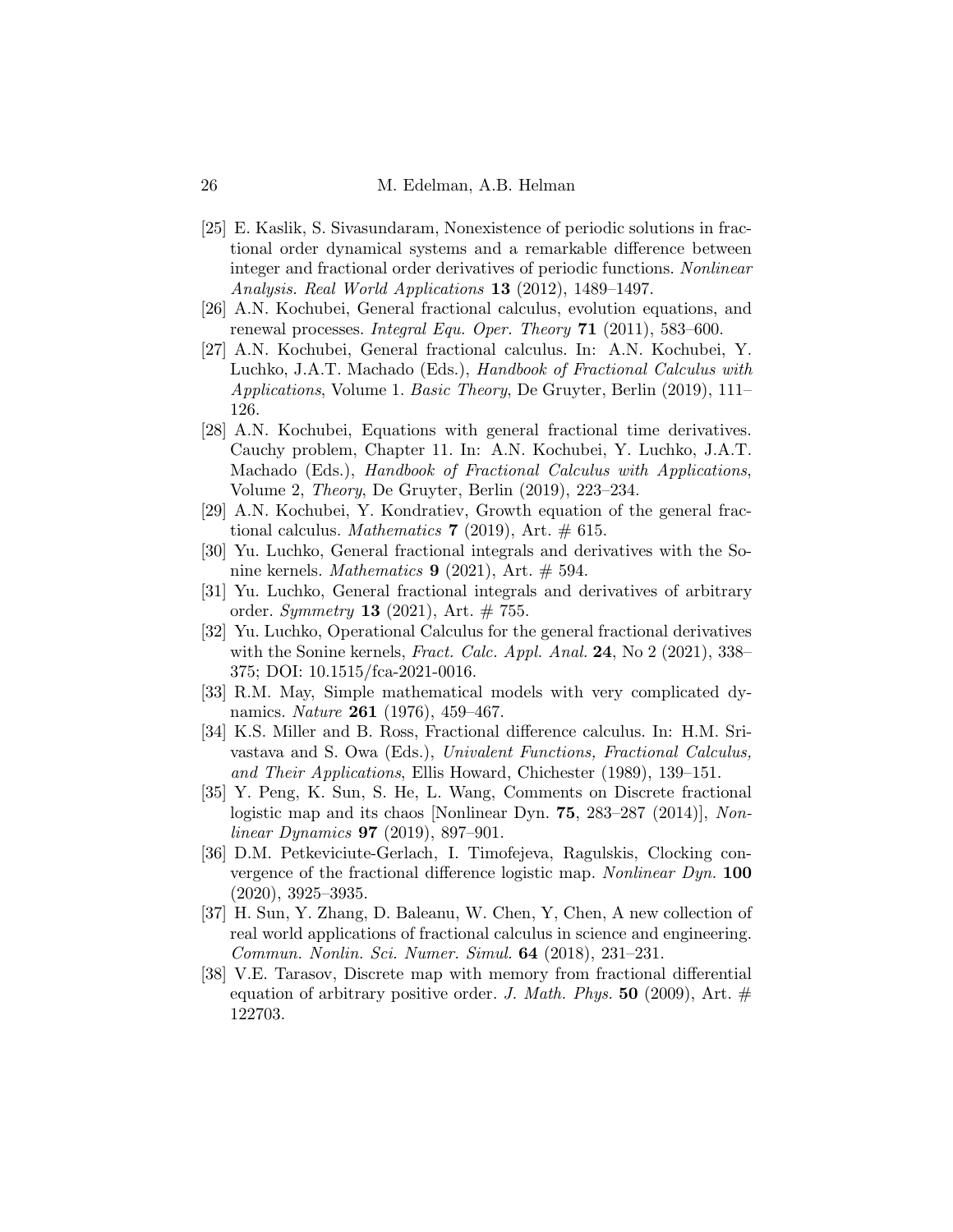[25] E. Kaslik, S. Sivasundaram, Nonexistence of periodic solutions in fractional order dynamical systems and a remarkable difference between integer and fractional order derivatives of periodic functions. *Nonlinear Analysis. Real World Applications* **13** (2012), 1489–1497.

[26] A.N. Kochubei, General fractional calculus, evolution equations, and renewal processes. *Integral Equ. Oper. Theory* **71** (2011), 583–600.

[27] A.N. Kochubei, General fractional calculus. In: A.N. Kochubei, Y. Luchko, J.A.T. Machado (Eds.), *Handbook of Fractional Calculus with Applications*, Volume 1. *Basic Theory*, De Gruyter, Berlin (2019), 111–126.

[28] A.N. Kochubei, Equations with general fractional time derivatives. Cauchy problem, Chapter 11. In: A.N. Kochubei, Y. Luchko, J.A.T. Machado (Eds.), *Handbook of Fractional Calculus with Applications*, Volume 2, *Theory*, De Gruyter, Berlin (2019), 223–234.

[29] A.N. Kochubei, Y. Kondratiev, Growth equation of the general fractional calculus. *Mathematics* **7** (2019), Art. # 615.

[30] Yu. Luchko, General fractional integrals and derivatives with the Sonine kernels. *Mathematics* **9** (2021), Art. # 594.

[31] Yu. Luchko, General fractional integrals and derivatives of arbitrary order. *Symmetry* **13** (2021), Art. # 755.

[32] Yu. Luchko, Operational Calculus for the general fractional derivatives with the Sonine kernels, *Fract. Calc. Appl. Anal.* **24**, No 2 (2021), 338–375; DOI: 10.1515/fca-2021-0016.

[33] R.M. May, Simple mathematical models with very complicated dynamics. *Nature* **261** (1976), 459–467.

[34] K.S. Miller and B. Ross, Fractional difference calculus. In: H.M. Srivastava and S. Owa (Eds.), *Univalent Functions, Fractional Calculus, and Their Applications*, Ellis Howard, Chichester (1989), 139–151.

[35] Y. Peng, K. Sun, S. He, L. Wang, Comments on Discrete fractional logistic map and its chaos [Nonlinear Dyn. **75**, 283–287 (2014)], *Nonlinear Dynamics* **97** (2019), 897–901.

[36] D.M. Petkeviciute-Gerlach, I. Timofejeva, Ragulskis, Clocking convergence of the fractional difference logistic map. *Nonlinear Dyn.* **100** (2020), 3925–3935.

[37] H. Sun, Y. Zhang, D. Baleanu, W. Chen, Y, Chen, A new collection of real world applications of fractional calculus in science and engineering. *Commun. Nonlin. Sci. Numer. Simul.* **64** (2018), 231–231.

[38] V.E. Tarasov, Discrete map with memory from fractional differential equation of arbitrary positive order. *J. Math. Phys.* **50** (2009), Art. # 122703.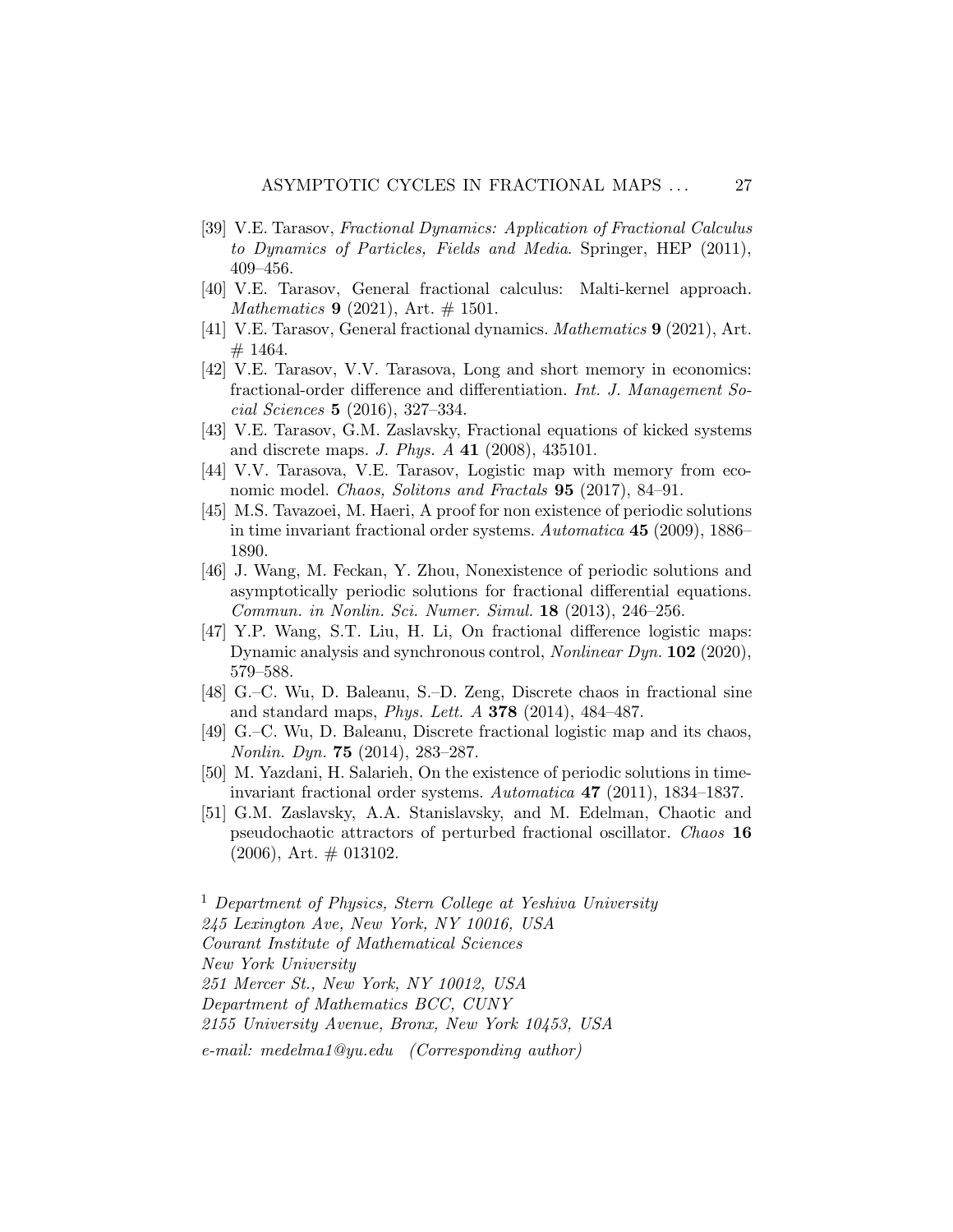[39] V.E. Tarasov, *Fractional Dynamics: Application of Fractional Calculus to Dynamics of Particles, Fields and Media*. Springer, HEP (2011), 409–456.

[40] V.E. Tarasov, General fractional calculus: Malti-kernel approach. *Mathematics* **9** (2021), Art. # 1501.

[41] V.E. Tarasov, General fractional dynamics. *Mathematics* **9** (2021), Art. # 1464.

[42] V.E. Tarasov, V.V. Tarasova, Long and short memory in economics: fractional-order difference and differentiation. *Int. J. Management Social Sciences* **5** (2016), 327–334.

[43] V.E. Tarasov, G.M. Zaslavsky, Fractional equations of kicked systems and discrete maps. *J. Phys. A* **41** (2008), 435101.

[44] V.V. Tarasova, V.E. Tarasov, Logistic map with memory from economic model. *Chaos, Solitons and Fractals* **95** (2017), 84–91.

[45] M.S. Tavazoei, M. Haeri, A proof for non existence of periodic solutions in time invariant fractional order systems. *Automatica* **45** (2009), 1886–1890.

[46] J. Wang, M. Feckan, Y. Zhou, Nonexistence of periodic solutions and asymptotically periodic solutions for fractional differential equations. *Commun. in Nonlin. Sci. Numer. Simul.* **18** (2013), 246–256.

[47] Y.P. Wang, S.T. Liu, H. Li, On fractional difference logistic maps: Dynamic analysis and synchronous control, *Nonlinear Dyn.* **102** (2020), 579–588.

[48] G.–C. Wu, D. Baleanu, S.–D. Zeng, Discrete chaos in fractional sine and standard maps, *Phys. Lett. A* **378** (2014), 484–487.

[49] G.–C. Wu, D. Baleanu, Discrete fractional logistic map and its chaos, *Nonlin. Dyn.* **75** (2014), 283–287.

[50] M. Yazdani, H. Salarieh, On the existence of periodic solutions in time-invariant fractional order systems. *Automatica* **47** (2011), 1834–1837.

[51] G.M. Zaslavsky, A.A. Stanislavsky, and M. Edelman, Chaotic and pseudochaotic attractors of perturbed fractional oscillator. *Chaos* **16** (2006), Art. # 013102.

[1] *Department of Physics, Stern College at Yeshiva University*
*245 Lexington Ave, New York, NY 10016, USA*
*Courant Institute of Mathematical Sciences*
*New York University*
*251 Mercer St., New York, NY 10012, USA*
*Department of Mathematics BCC, CUNY*
*2155 University Avenue, Bronx, New York 10453, USA*
*e-mail: medelma1@yu.edu (Corresponding author)*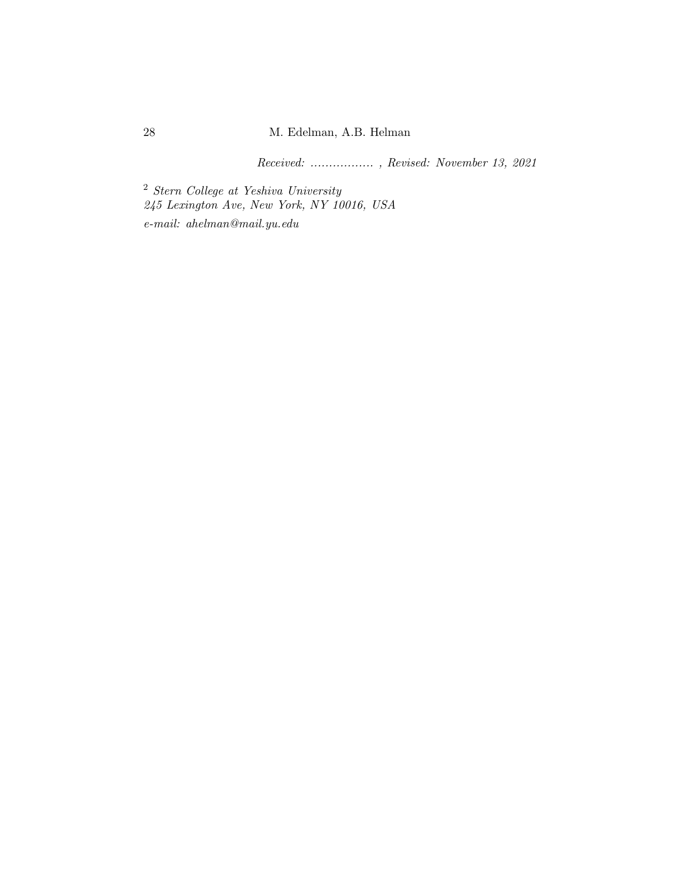*Received: ................. , Revised: November 13, 2021*

[2] *Stern College at Yeshiva University*
*245 Lexington Ave, New York, NY 10016, USA*

*e-mail: ahelman@mail.yu.edu*